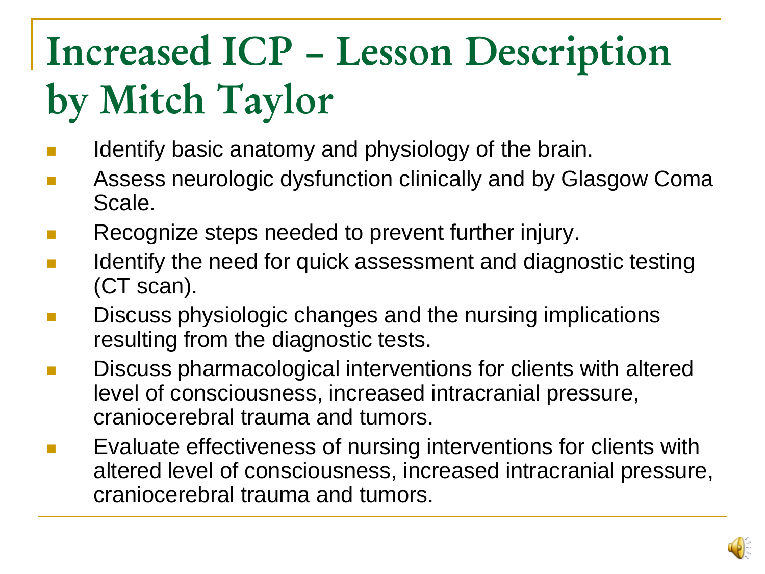# Increased ICP – Lesson Description by Mitch Taylor

- Identify basic anatomy and physiology of the brain.
- Assess neurologic dysfunction clinically and by Glasgow Coma Scale.
- Recognize steps needed to prevent further injury.
- Identify the need for quick assessment and diagnostic testing (CT scan).
- Discuss physiologic changes and the nursing implications resulting from the diagnostic tests.
- Discuss pharmacological interventions for clients with altered level of consciousness, increased intracranial pressure, craniocerebral trauma and tumors.
- Evaluate effectiveness of nursing interventions for clients with altered level of consciousness, increased intracranial pressure, craniocerebral trauma and tumors.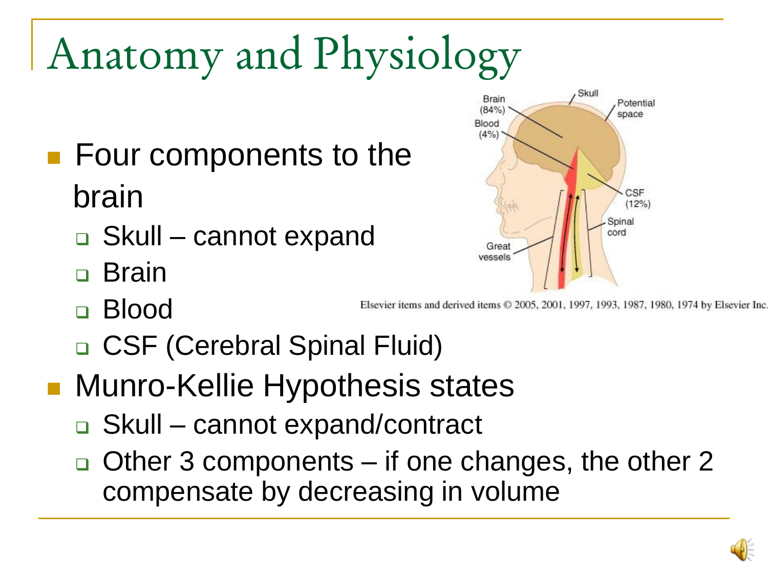# Anatomy and Physiology

- Four components to the brain
  - Skull – cannot expand
  - Brain
  - Blood
  - CSF (Cerebral Spinal Fluid)
- Munro-Kellie Hypothesis states
  - Skull – cannot expand/contract
  - Other 3 components – if one changes, the other 2 compensate by decreasing in volume

Elsevier items and derived items © 2005, 2001, 1997, 1993, 1987, 1980, 1974 by Elsevier Inc.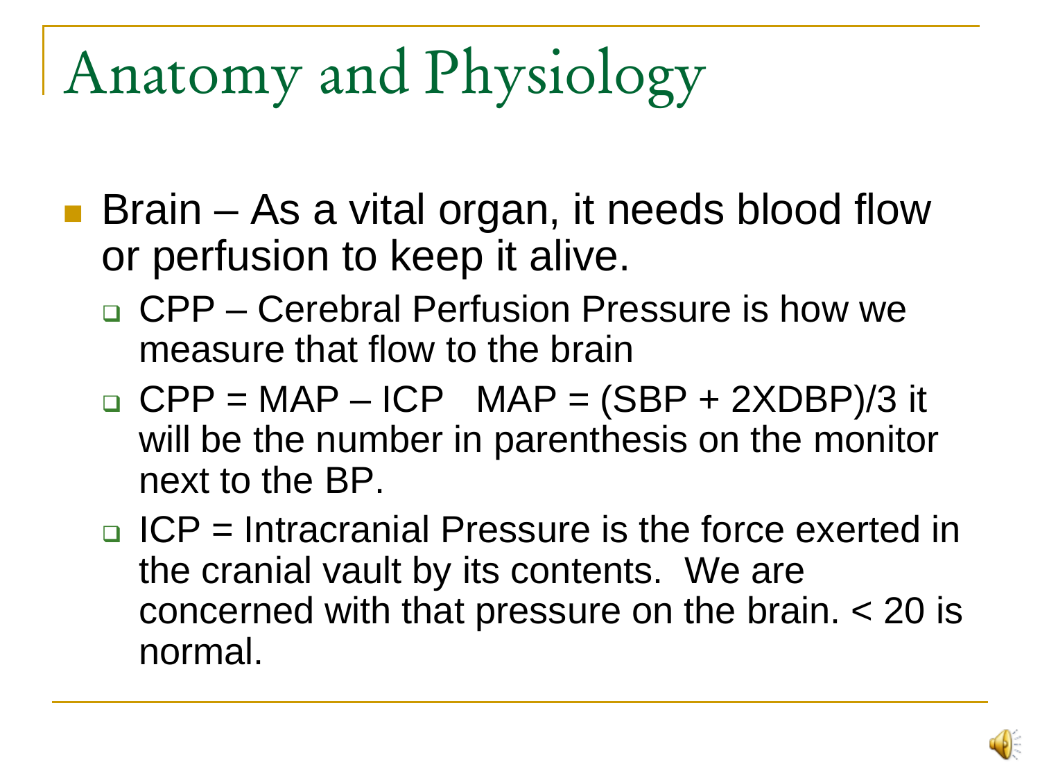# Anatomy and Physiology

- Brain – As a vital organ, it needs blood flow or perfusion to keep it alive.
  - CPP – Cerebral Perfusion Pressure is how we measure that flow to the brain
  - $CPP = MAP - ICP$   $MAP = (SBP + 2 \times DBP)/3$ it will be the number in parenthesis on the monitor next to the BP.
  - ICP = Intracranial Pressure is the force exerted in the cranial vault by its contents. We are concerned with that pressure on the brain. < 20 is normal.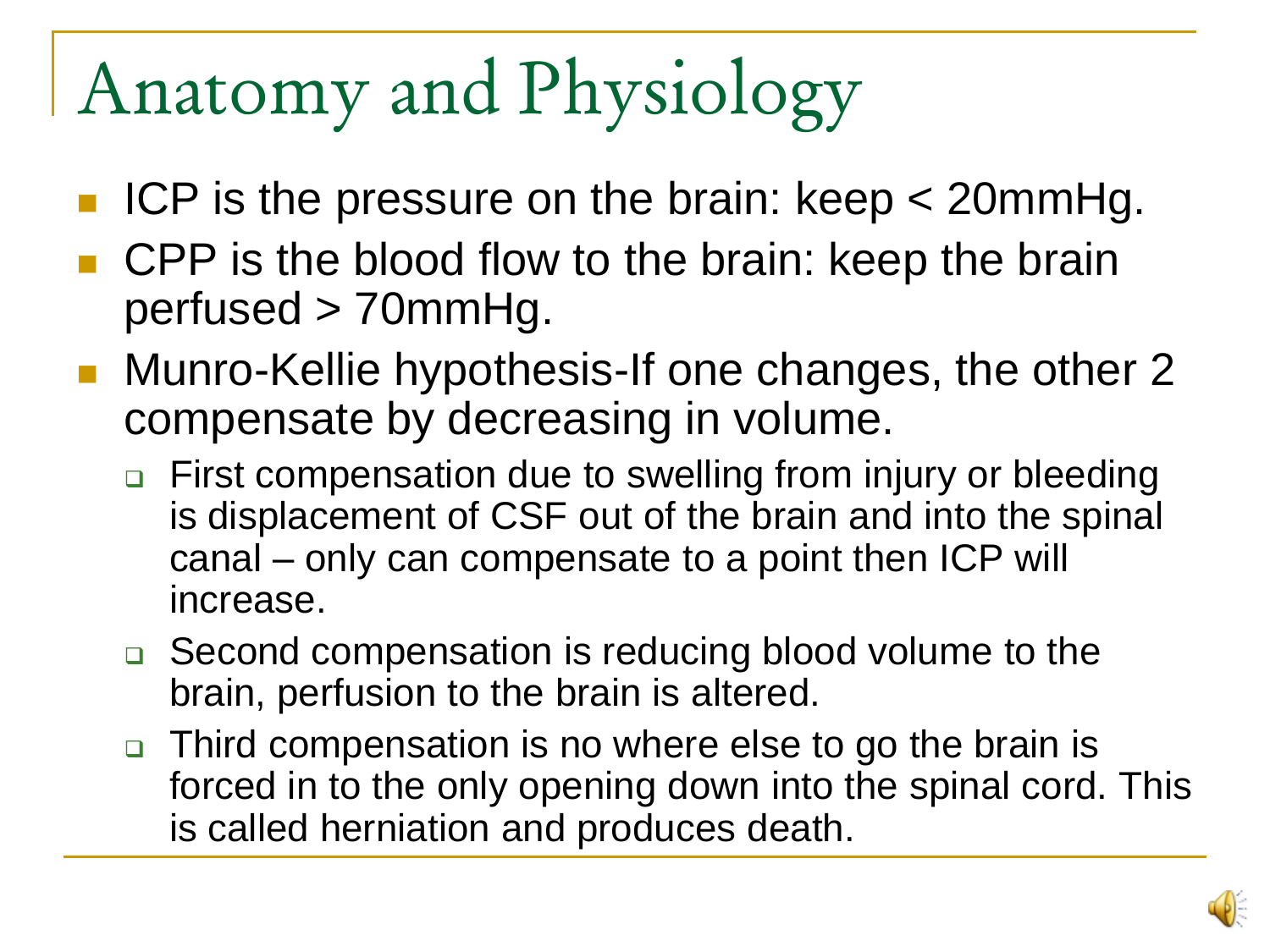# Anatomy and Physiology

- ICP is the pressure on the brain: keep < 20mmHg.
- CPP is the blood flow to the brain: keep the brain perfused > 70mmHg.
- Munro-Kellie hypothesis-If one changes, the other 2 compensate by decreasing in volume.
  - First compensation due to swelling from injury or bleeding is displacement of CSF out of the brain and into the spinal canal – only can compensate to a point then ICP will increase.
  - Second compensation is reducing blood volume to the brain, perfusion to the brain is altered.
  - Third compensation is no where else to go the brain is forced in to the only opening down into the spinal cord. This is called herniation and produces death.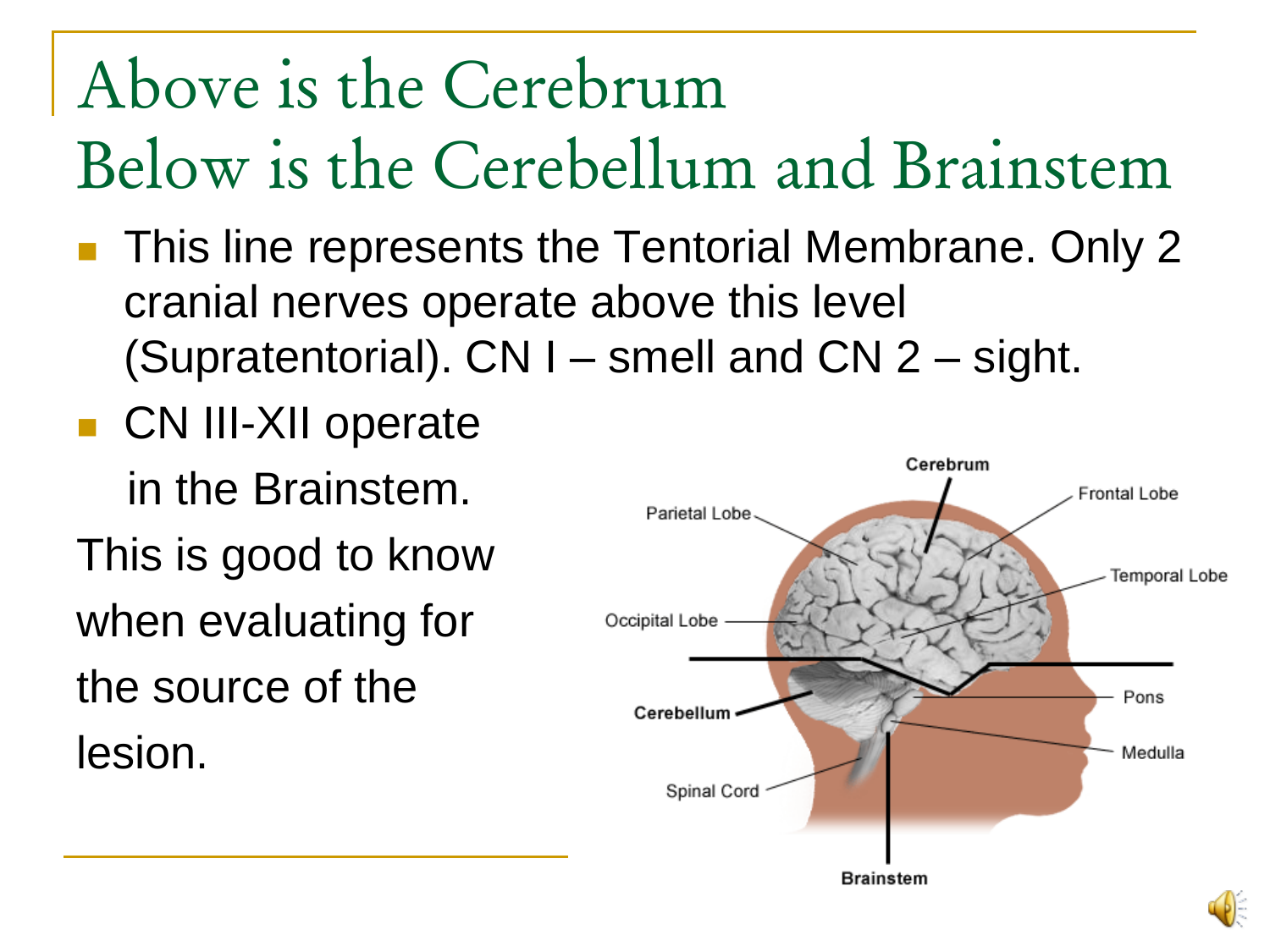# Above is the Cerebrum
# Below is the Cerebellum and Brainstem

- This line represents the Tentorial Membrane. Only 2 cranial nerves operate above this level (Supratentorial). CN I – smell and CN 2 – sight.
- CN III-XII operate in the Brainstem.

This is good to know when evaluating for the source of the lesion.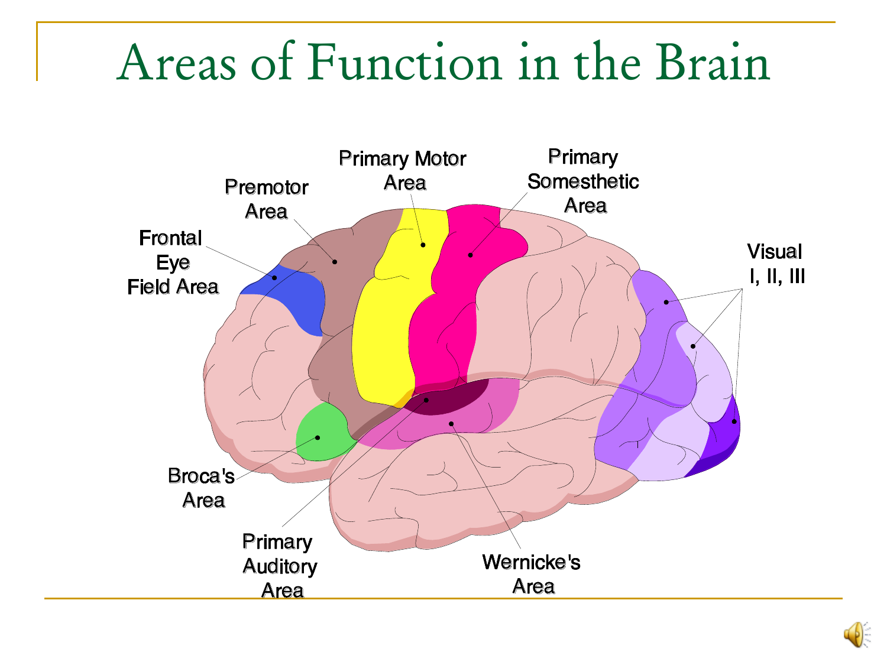# Areas of Function in the Brain

Frontal Eye Field Area

Premotor Area

Primary Motor Area

Primary Somesthetic Area

Visual I, II, III

Broca's Area

Primary Auditory Area

Wernicke's Area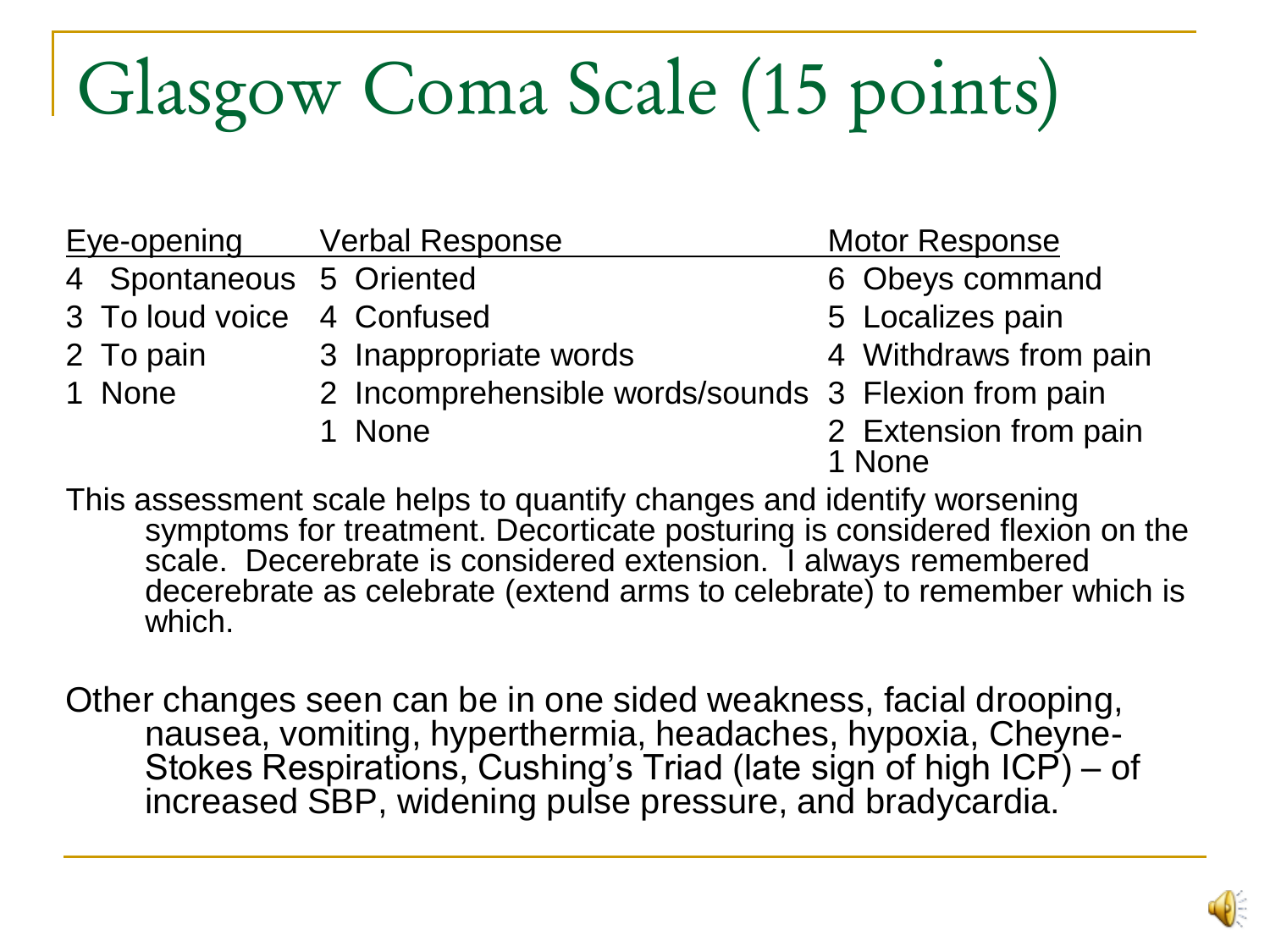# Glasgow Coma Scale (15 points)

| Eye-opening | Verbal Response | Motor Response |
|---|---|---|
| 4 Spontaneous | 5 Oriented | 6 Obeys command |
| 3 To loud voice | 4 Confused | 5 Localizes pain |
| 2 To pain | 3 Inappropriate words | 4 Withdraws from pain |
| 1 None | 2 Incomprehensible words/sounds | 3 Flexion from pain |
| | 1 None | 2 Extension from pain |
| | | 1 None |

This assessment scale helps to quantify changes and identify worsening symptoms for treatment. Decorticate posturing is considered flexion on the scale. Decerebrate is considered extension. I always remembered decerebrate as celebrate (extend arms to celebrate) to remember which is which.

Other changes seen can be in one sided weakness, facial drooping, nausea, vomiting, hyperthermia, headaches, hypoxia, Cheyne-Stokes Respirations, Cushing's Triad (late sign of high ICP) – of increased SBP, widening pulse pressure, and bradycardia.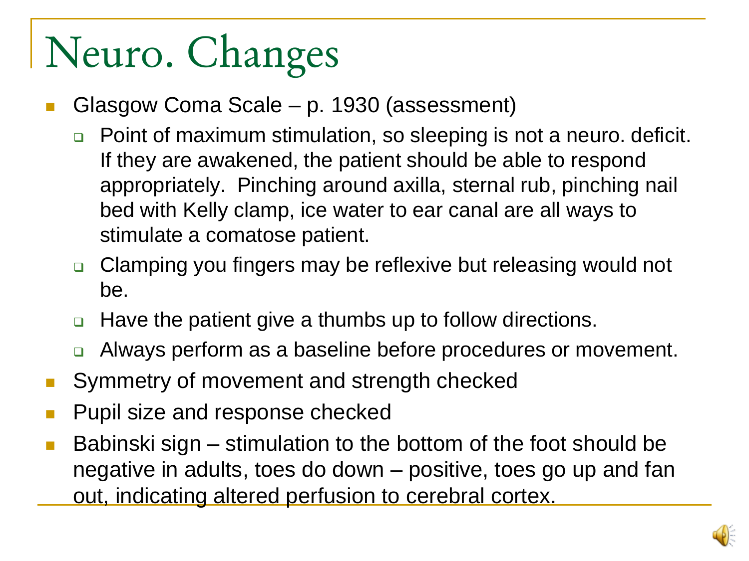# Neuro. Changes

- Glasgow Coma Scale – p. 1930 (assessment)
  - Point of maximum stimulation, so sleeping is not a neuro. deficit. If they are awakened, the patient should be able to respond appropriately. Pinching around axilla, sternal rub, pinching nail bed with Kelly clamp, ice water to ear canal are all ways to stimulate a comatose patient.
  - Clamping you fingers may be reflexive but releasing would not be.
  - Have the patient give a thumbs up to follow directions.
  - Always perform as a baseline before procedures or movement.
- Symmetry of movement and strength checked
- Pupil size and response checked
- Babinski sign – stimulation to the bottom of the foot should be negative in adults, toes do down – positive, toes go up and fan out, indicating altered perfusion to cerebral cortex.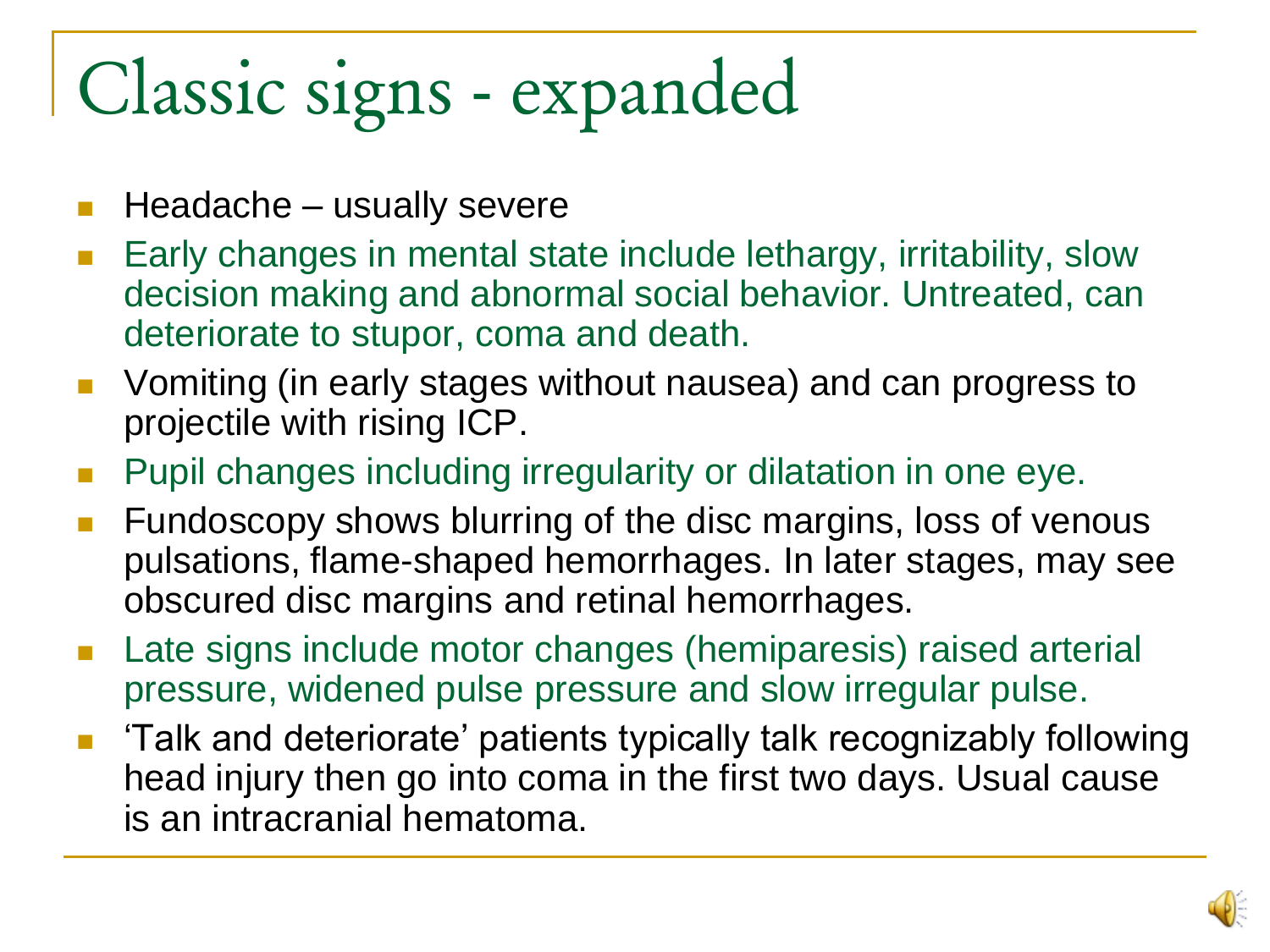# Classic signs - expanded

- Headache – usually severe
- Early changes in mental state include lethargy, irritability, slow decision making and abnormal social behavior. Untreated, can deteriorate to stupor, coma and death.
- Vomiting (in early stages without nausea) and can progress to projectile with rising ICP.
- Pupil changes including irregularity or dilatation in one eye.
- Fundoscopy shows blurring of the disc margins, loss of venous pulsations, flame-shaped hemorrhages. In later stages, may see obscured disc margins and retinal hemorrhages.
- Late signs include motor changes (hemiparesis) raised arterial pressure, widened pulse pressure and slow irregular pulse.
- 'Talk and deteriorate' patients typically talk recognizably following head injury then go into coma in the first two days. Usual cause is an intracranial hematoma.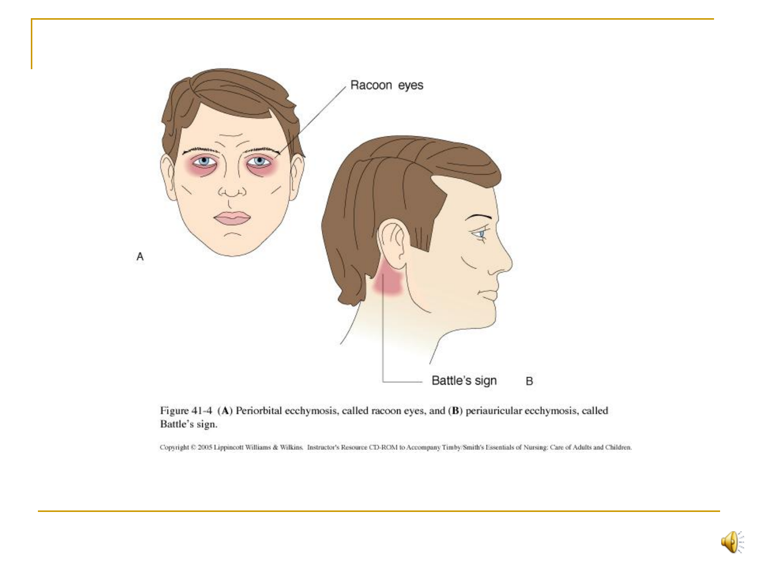Figure 41-4 **(A)** Periorbital ecchymosis, called racoon eyes, and **(B)** periauricular ecchymosis, called Battle's sign.

Copyright © 2005 Lippincott Williams & Wilkins. Instructor's Resource CD-ROM to Accompany Timby/Smith's Essentials of Nursing: Care of Adults and Children.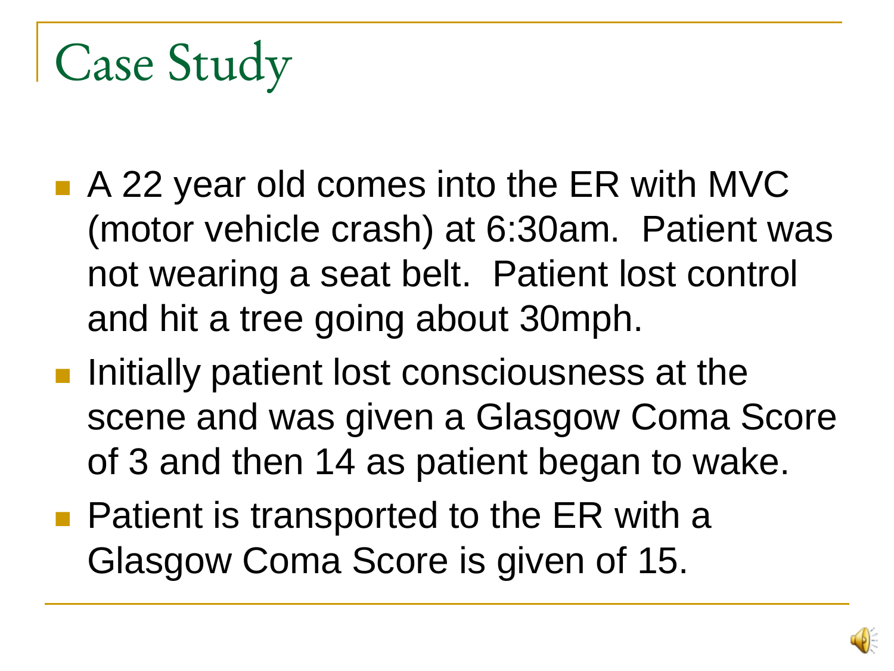# Case Study

- A 22 year old comes into the ER with MVC (motor vehicle crash) at 6:30am. Patient was not wearing a seat belt. Patient lost control and hit a tree going about 30mph.
- Initially patient lost consciousness at the scene and was given a Glasgow Coma Score of 3 and then 14 as patient began to wake.
- Patient is transported to the ER with a Glasgow Coma Score is given of 15.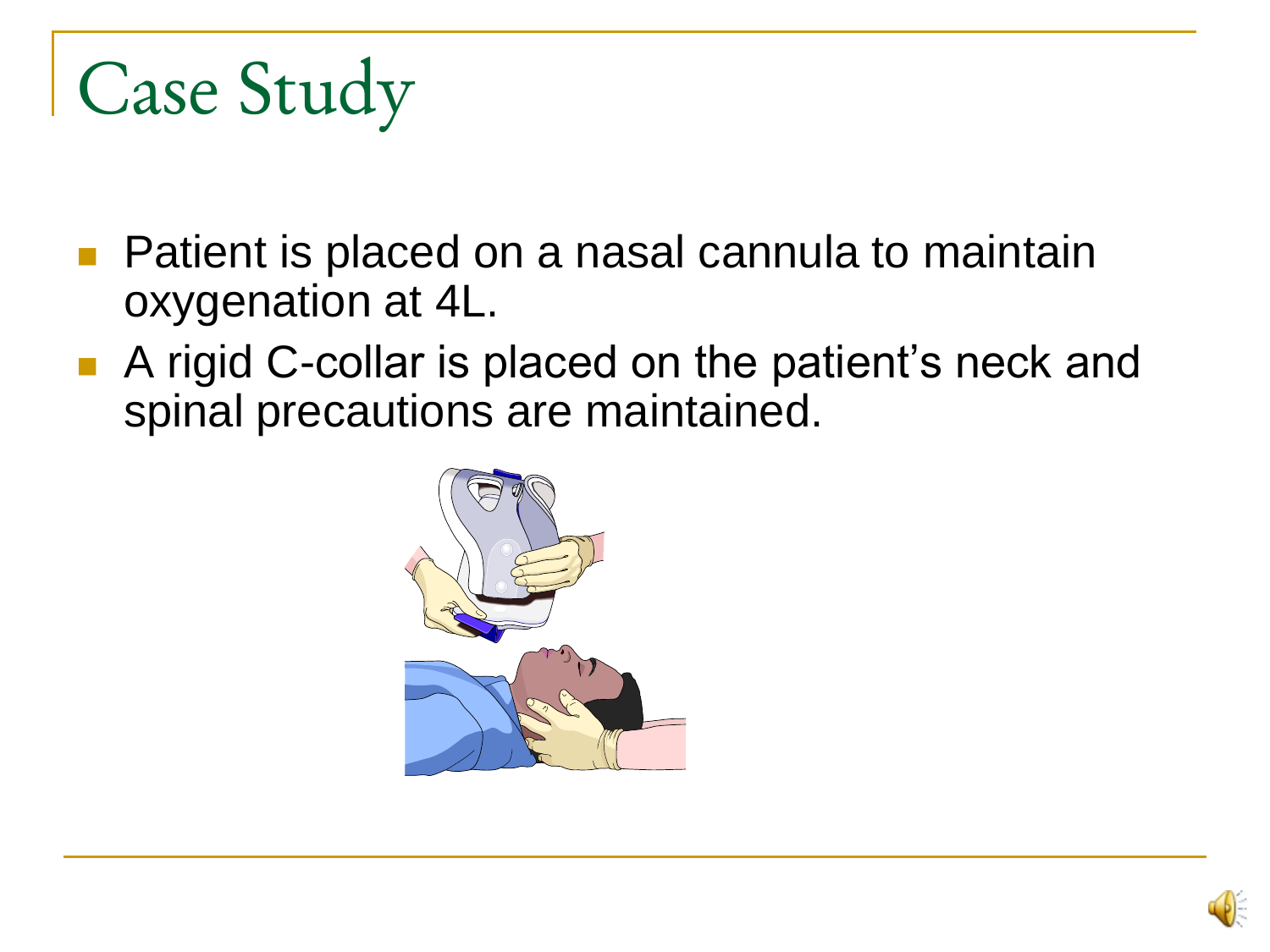# Case Study

- Patient is placed on a nasal cannula to maintain oxygenation at 4L.
- A rigid C-collar is placed on the patient's neck and spinal precautions are maintained.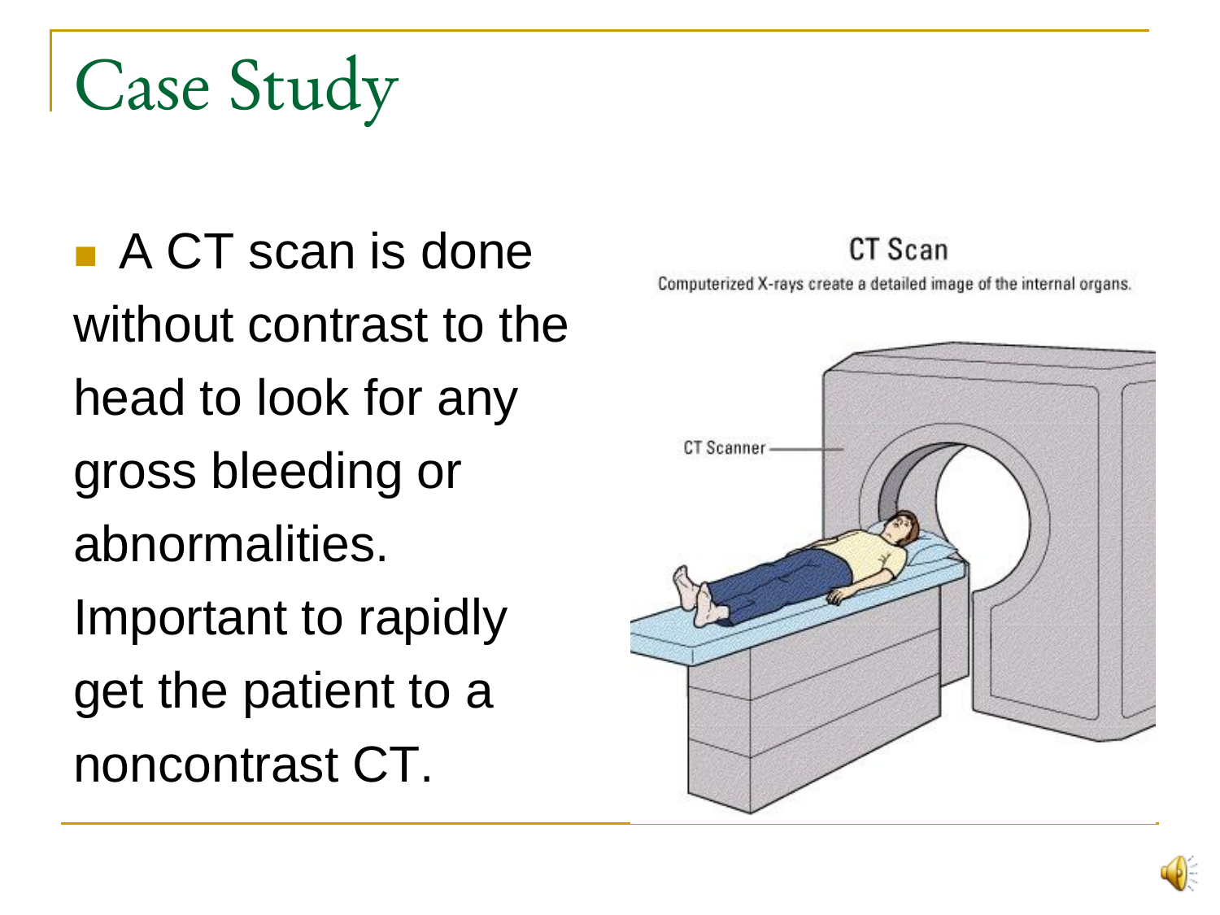# Case Study

- A CT scan is done without contrast to the head to look for any gross bleeding or abnormalities. Important to rapidly get the patient to a noncontrast CT.

CT Scan

Computerized X-rays create a detailed image of the internal organs.

CT Scanner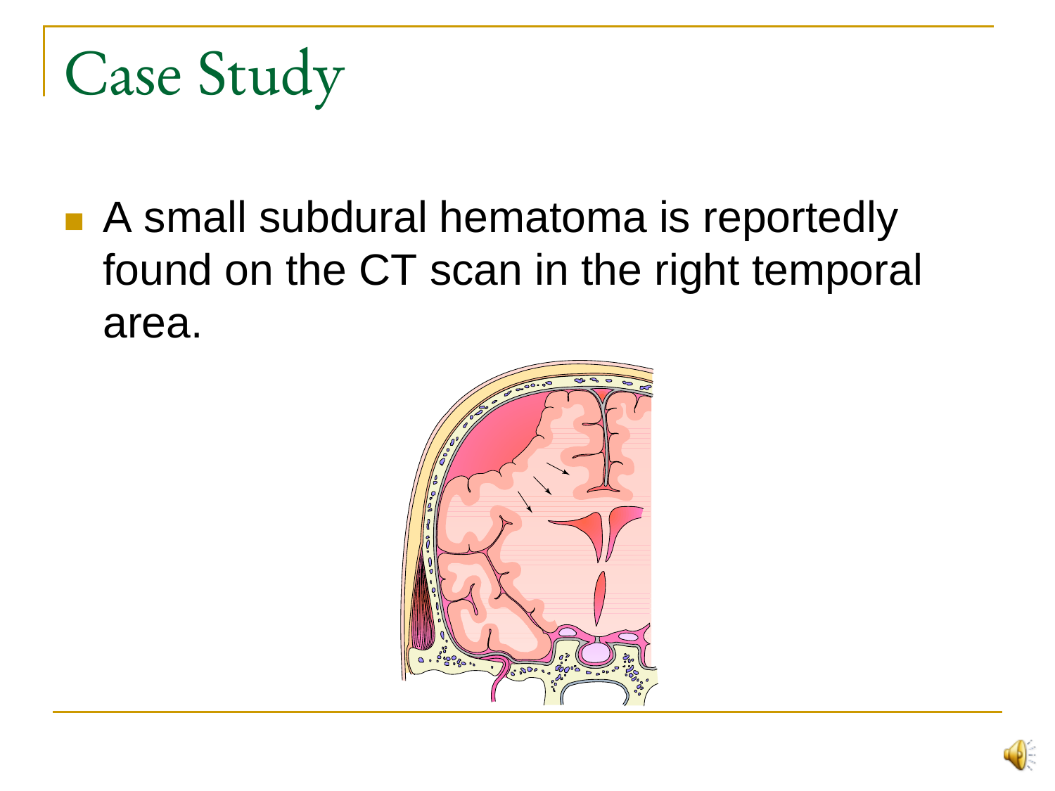# Case Study

- A small subdural hematoma is reportedly found on the CT scan in the right temporal area.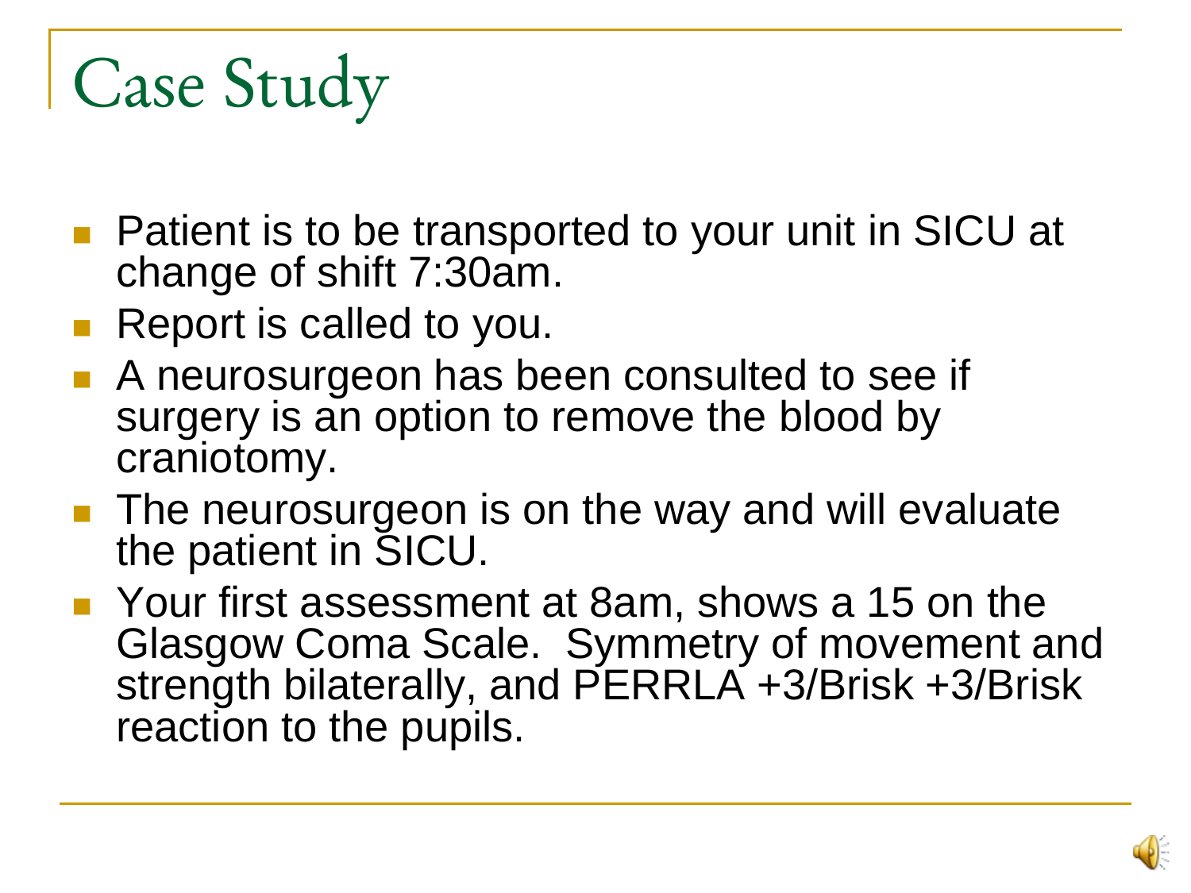# Case Study

- Patient is to be transported to your unit in SICU at change of shift 7:30am.
- Report is called to you.
- A neurosurgeon has been consulted to see if surgery is an option to remove the blood by craniotomy.
- The neurosurgeon is on the way and will evaluate the patient in SICU.
- Your first assessment at 8am, shows a 15 on the Glasgow Coma Scale. Symmetry of movement and strength bilaterally, and PERRLA +3/Brisk +3/Brisk reaction to the pupils.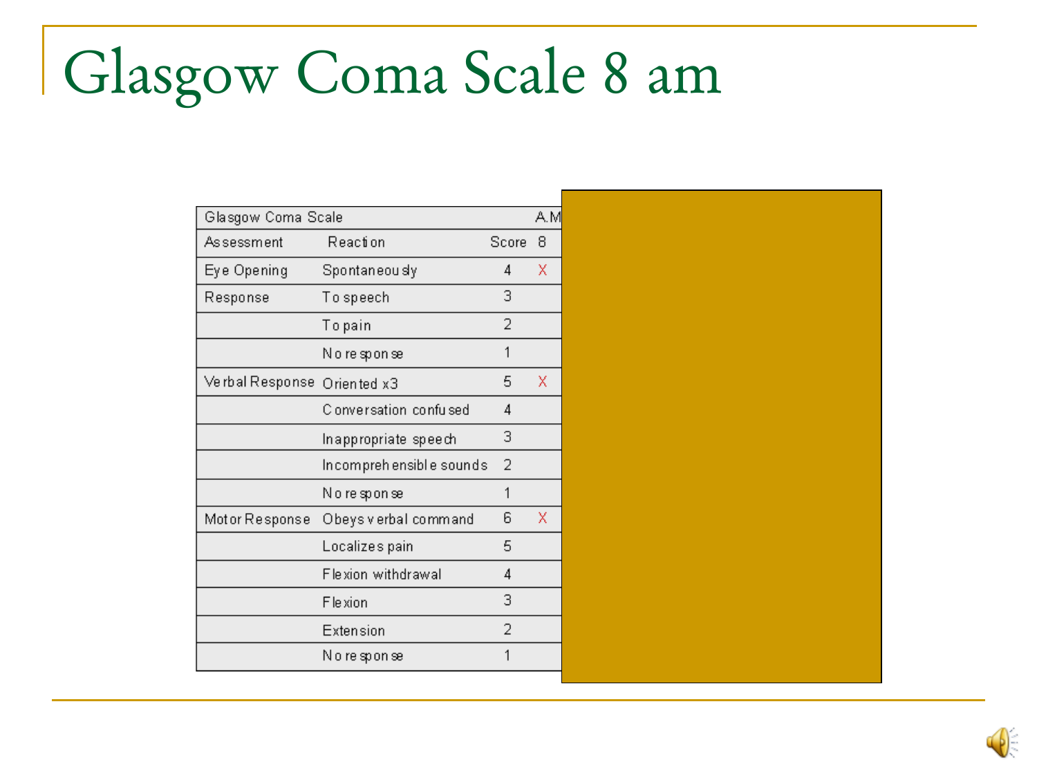# Glasgow Coma Scale 8 am

| Glasgow Coma Scale | | | A.M |
|---|---|---|---|
| Assessment | Reaction | Score | 8 |
| Eye Opening | Spontaneously | 4 | X |
| Response | To speech | 3 | |
| | To pain | 2 | |
| | No response | 1 | |
| Verbal Response | Oriented x3 | 5 | X |
| | Conversation confused | 4 | |
| | Inappropriate speech | 3 | |
| | Incomprehensible sounds | 2 | |
| | No response | 1 | |
| Motor Response | Obeys verbal command | 6 | X |
| | Localizes pain | 5 | |
| | Flexion withdrawal | 4 | |
| | Flexion | 3 | |
| | Extension | 2 | |
| | No response | 1 | |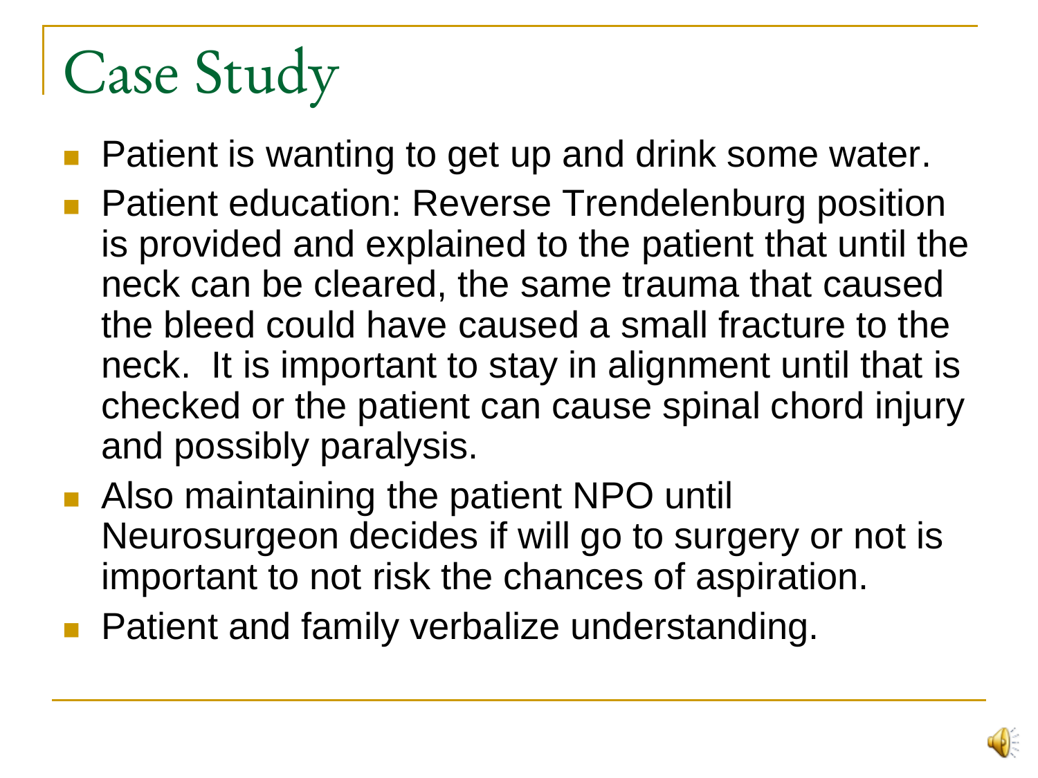# Case Study

- Patient is wanting to get up and drink some water.
- Patient education: Reverse Trendelenburg position is provided and explained to the patient that until the neck can be cleared, the same trauma that caused the bleed could have caused a small fracture to the neck. It is important to stay in alignment until that is checked or the patient can cause spinal chord injury and possibly paralysis.
- Also maintaining the patient NPO until Neurosurgeon decides if will go to surgery or not is important to not risk the chances of aspiration.
- Patient and family verbalize understanding.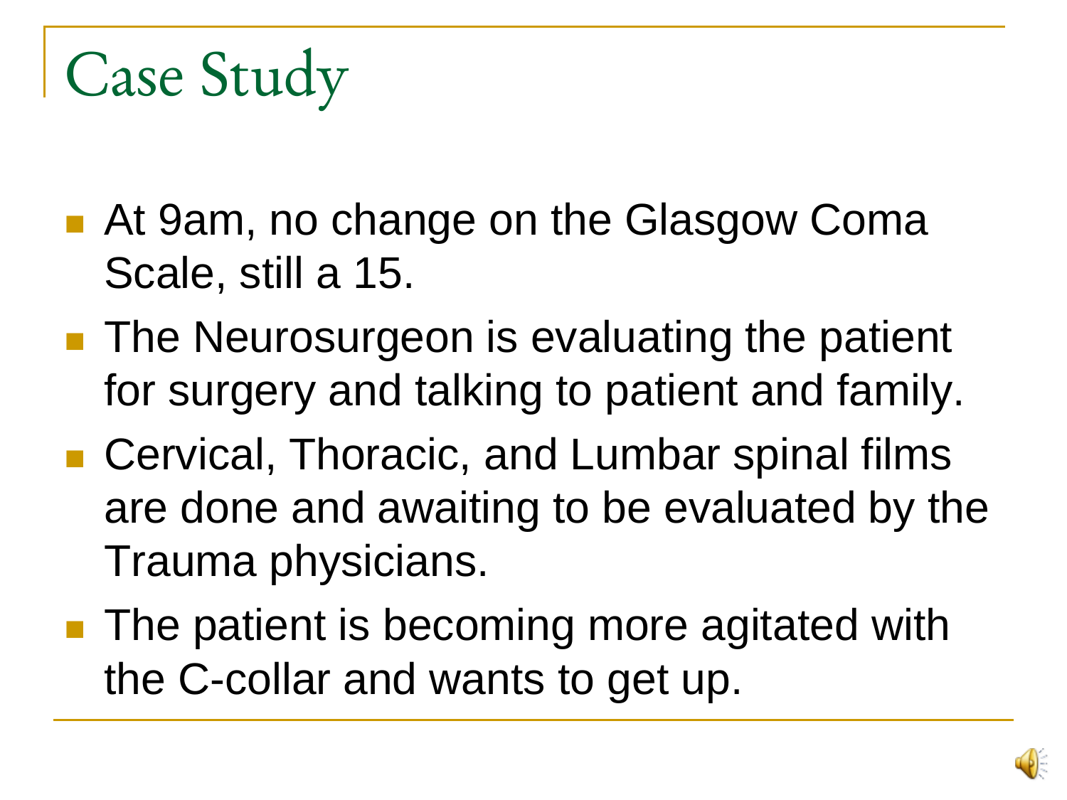# Case Study

- At 9am, no change on the Glasgow Coma Scale, still a 15.
- The Neurosurgeon is evaluating the patient for surgery and talking to patient and family.
- Cervical, Thoracic, and Lumbar spinal films are done and awaiting to be evaluated by the Trauma physicians.
- The patient is becoming more agitated with the C-collar and wants to get up.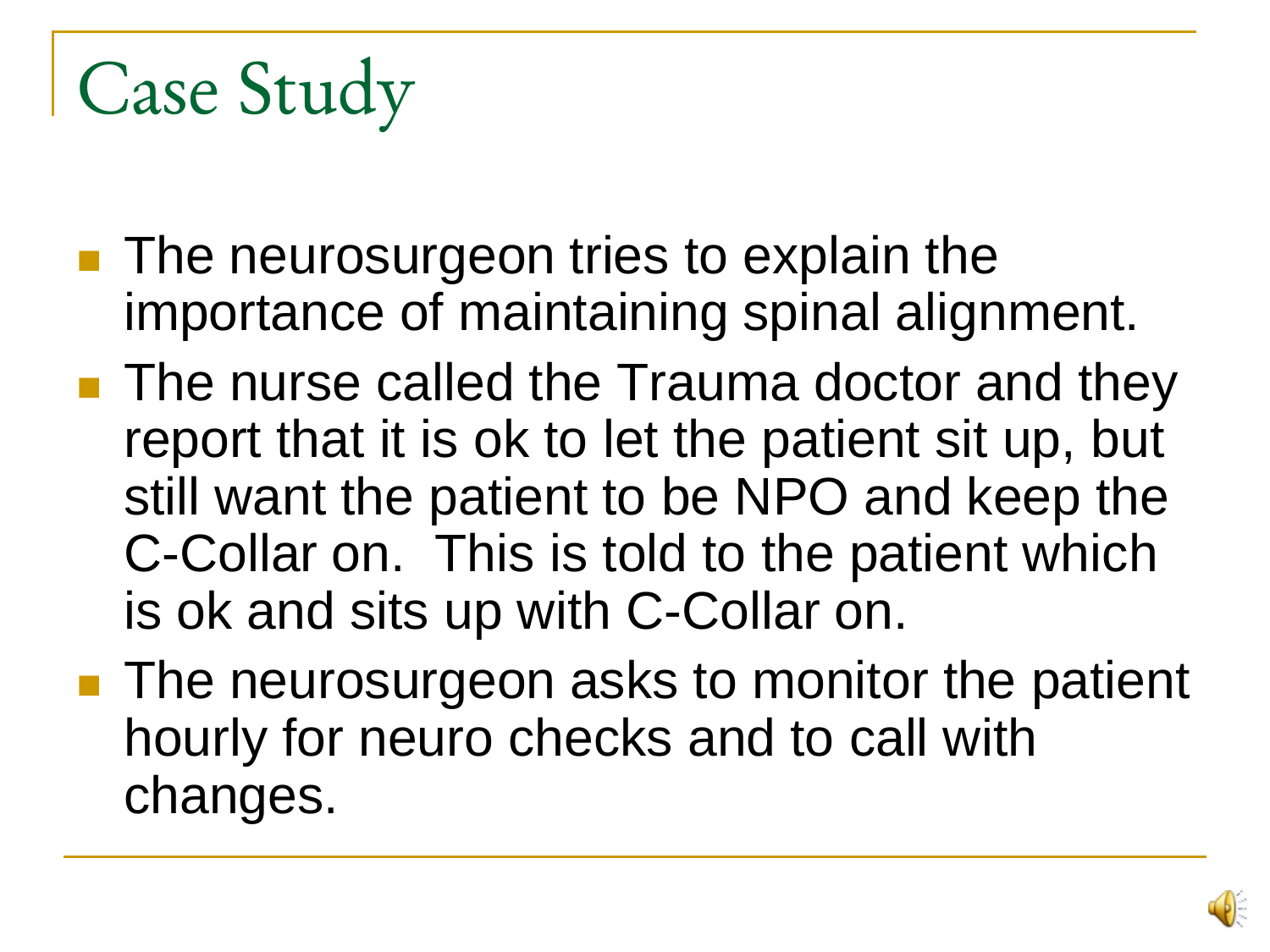# Case Study

- The neurosurgeon tries to explain the importance of maintaining spinal alignment.
- The nurse called the Trauma doctor and they report that it is ok to let the patient sit up, but still want the patient to be NPO and keep the C-Collar on. This is told to the patient which is ok and sits up with C-Collar on.
- The neurosurgeon asks to monitor the patient hourly for neuro checks and to call with changes.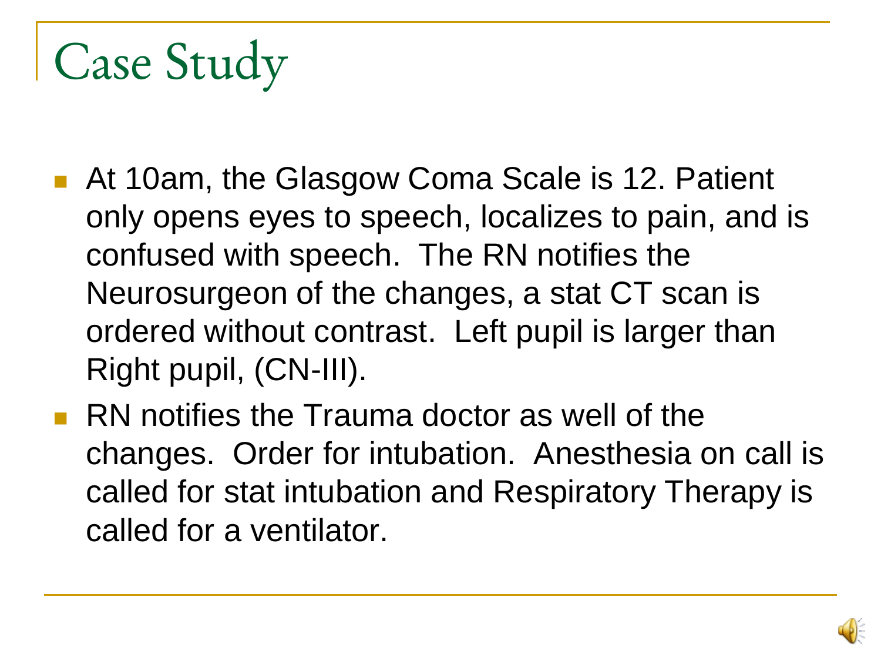# Case Study

- At 10am, the Glasgow Coma Scale is 12. Patient only opens eyes to speech, localizes to pain, and is confused with speech. The RN notifies the Neurosurgeon of the changes, a stat CT scan is ordered without contrast. Left pupil is larger than Right pupil, (CN-III).
- RN notifies the Trauma doctor as well of the changes. Order for intubation. Anesthesia on call is called for stat intubation and Respiratory Therapy is called for a ventilator.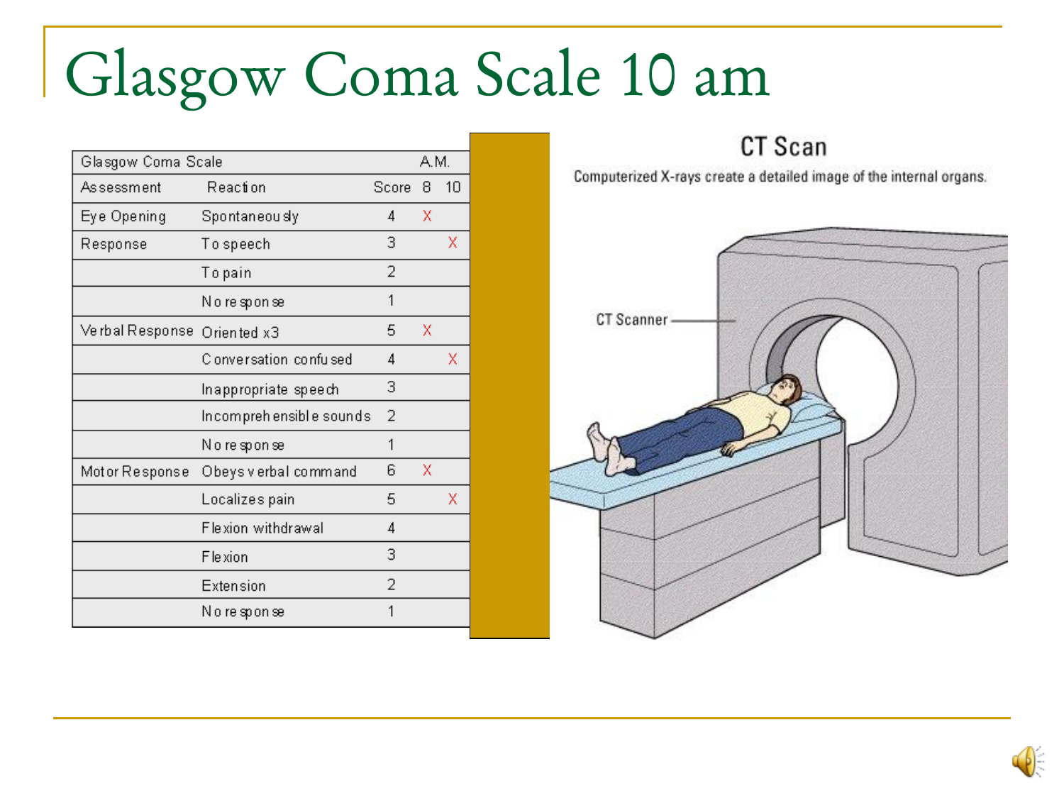# Glasgow Coma Scale 10 am

| Glasgow Coma Scale | | A.M. | | |
|---|---|---|---|---|
| Assessment | Reaction | Score | 8 | 10 |
| Eye Opening | Spontaneously | 4 | X | |
| Response | To speech | 3 | | X |
| | To pain | 2 | | |
| | No response | 1 | | |
| Verbal Response | Oriented x3 | 5 | X | |
| | Conversation confused | 4 | | X |
| | Inappropriate speech | 3 | | |
| | Incomprehensible sounds | 2 | | |
| | No response | 1 | | |
| Motor Response | Obeys verbal command | 6 | X | |
| | Localizes pain | 5 | | X |
| | Flexion withdrawal | 4 | | |
| | Flexion | 3 | | |
| | Extension | 2 | | |
| | No response | 1 | | |

**CT Scan**

Computerized X-rays create a detailed image of the internal organs.

CT Scanner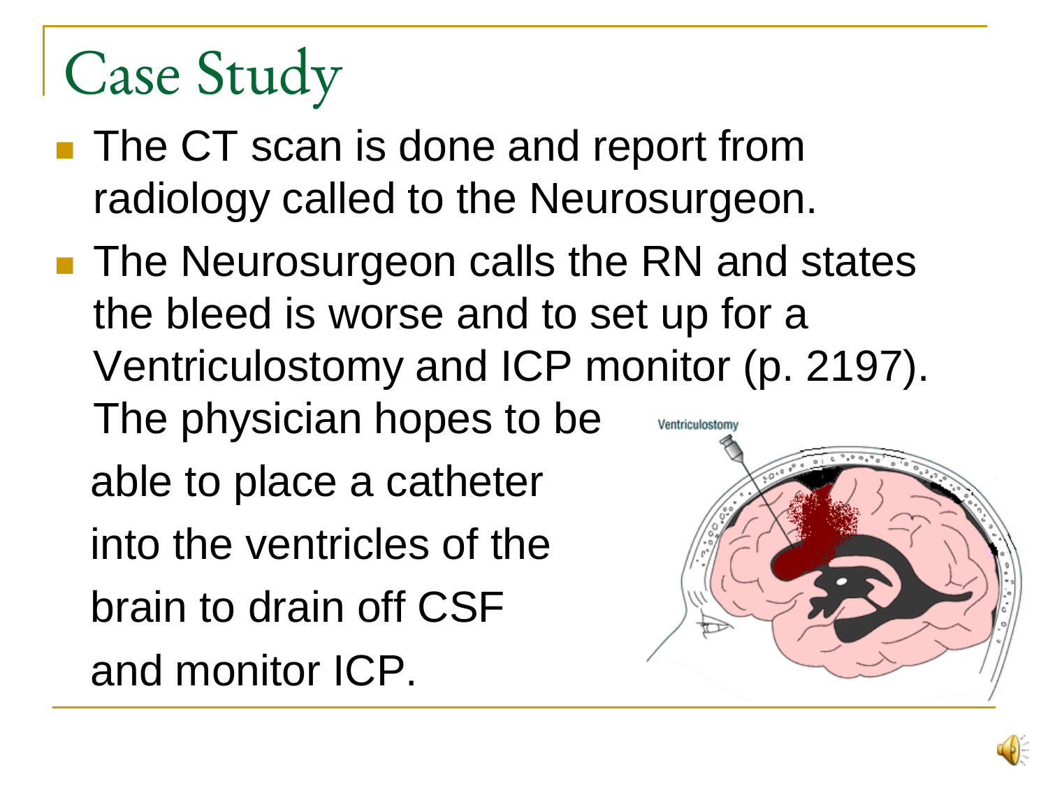# Case Study

- The CT scan is done and report from radiology called to the Neurosurgeon.
- The Neurosurgeon calls the RN and states the bleed is worse and to set up for a Ventriculostomy and ICP monitor (p. 2197). The physician hopes to be able to place a catheter into the ventricles of the brain to drain off CSF and monitor ICP.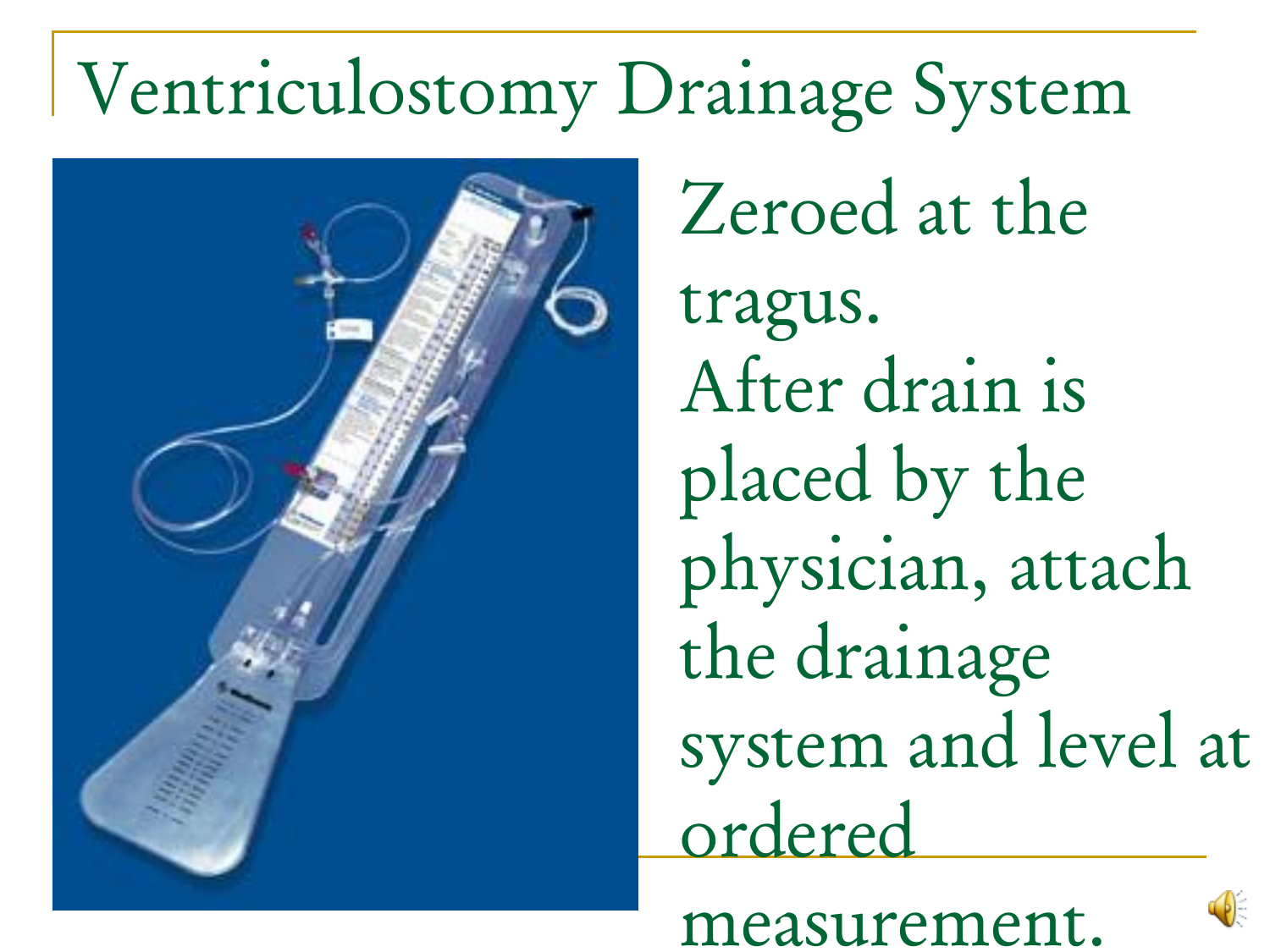# Ventriculostomy Drainage System

Zeroed at the tragus.
After drain is placed by the physician, attach the drainage system and level at ordered measurement.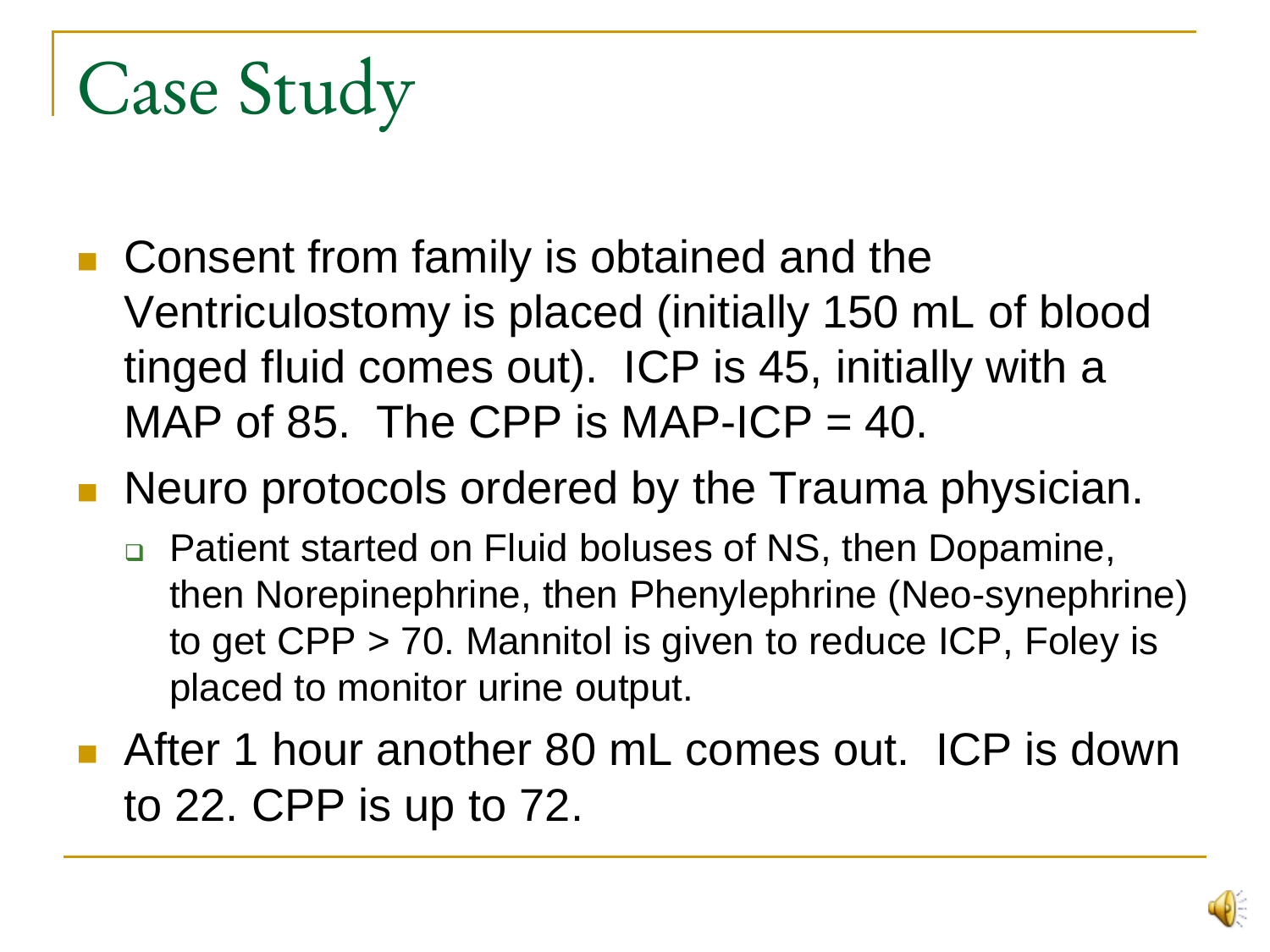# Case Study

- Consent from family is obtained and the Ventriculostomy is placed (initially 150 mL of blood tinged fluid comes out). ICP is 45, initially with a MAP of 85. The CPP is MAP-ICP = 40.
- Neuro protocols ordered by the Trauma physician.
  - Patient started on Fluid boluses of NS, then Dopamine, then Norepinephrine, then Phenylephrine (Neo-synephrine) to get CPP > 70. Mannitol is given to reduce ICP, Foley is placed to monitor urine output.
- After 1 hour another 80 mL comes out. ICP is down to 22. CPP is up to 72.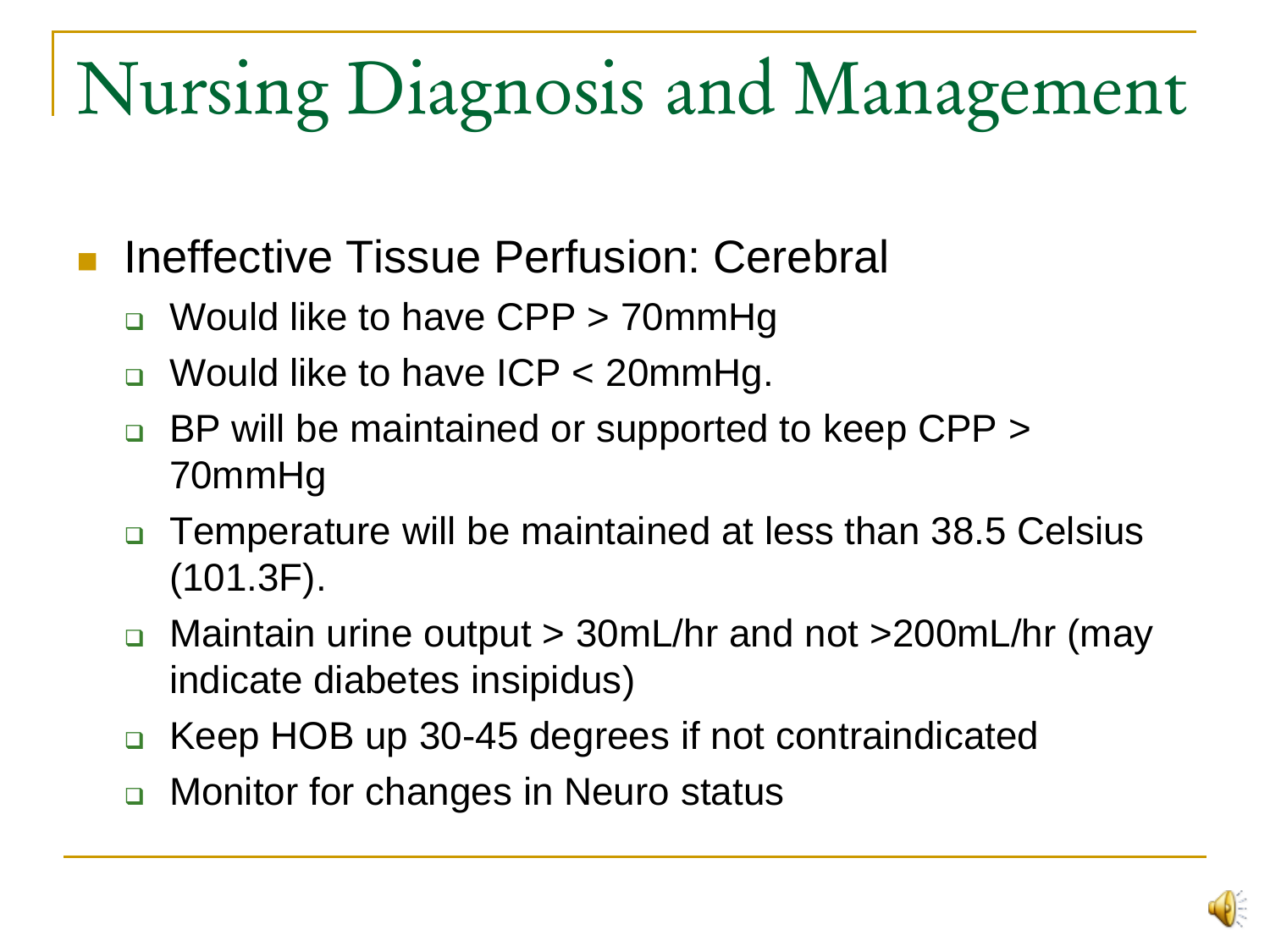# Nursing Diagnosis and Management

- Ineffective Tissue Perfusion: Cerebral
  - Would like to have CPP > 70mmHg
  - Would like to have ICP < 20mmHg.
  - BP will be maintained or supported to keep CPP > 70mmHg
  - Temperature will be maintained at less than 38.5 Celsius (101.3F).
  - Maintain urine output > 30mL/hr and not >200mL/hr (may indicate diabetes insipidus)
  - Keep HOB up 30-45 degrees if not contraindicated
  - Monitor for changes in Neuro status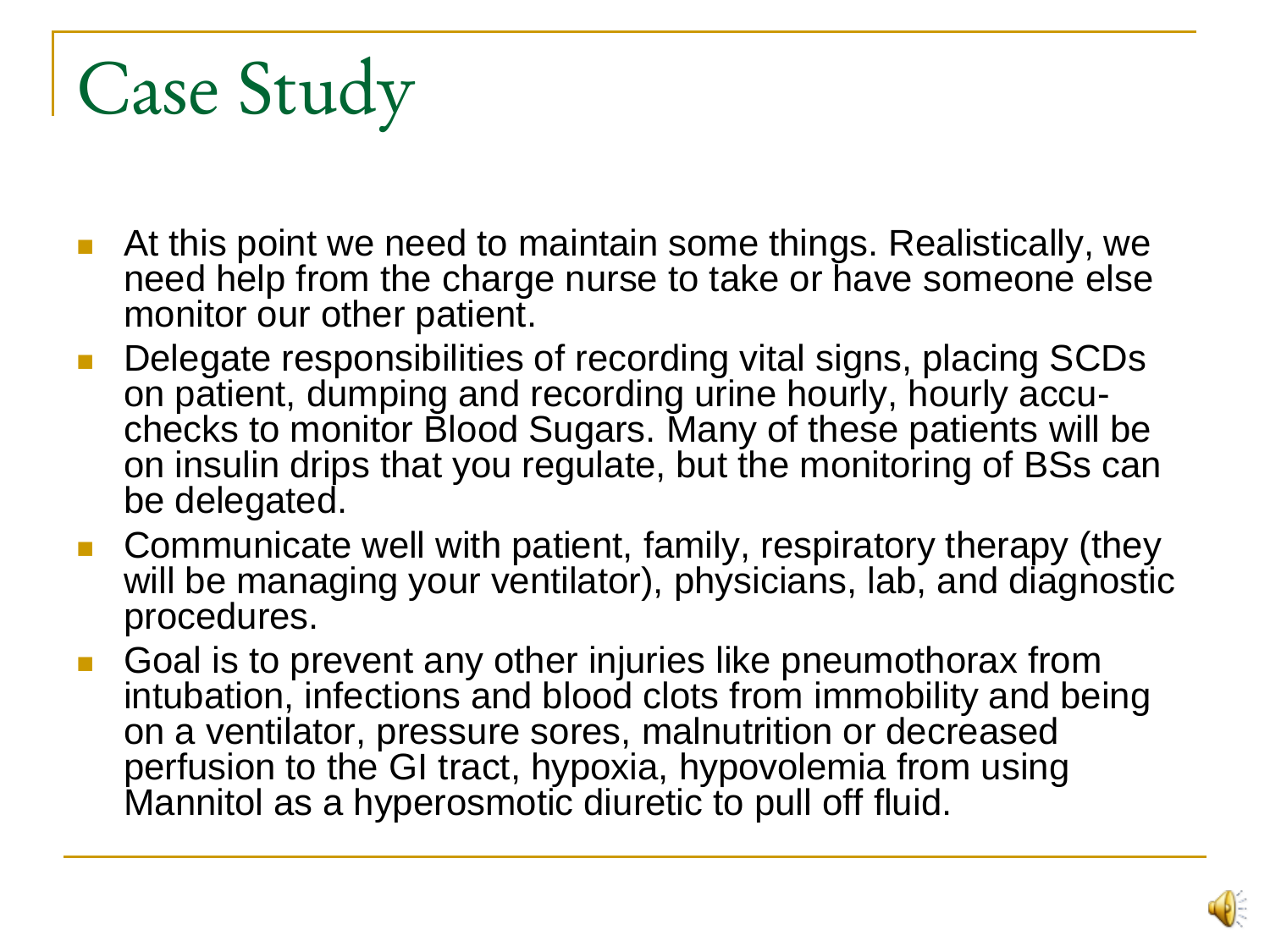# Case Study

- At this point we need to maintain some things. Realistically, we need help from the charge nurse to take or have someone else monitor our other patient.
- Delegate responsibilities of recording vital signs, placing SCDs on patient, dumping and recording urine hourly, hourly accu-checks to monitor Blood Sugars. Many of these patients will be on insulin drips that you regulate, but the monitoring of BSs can be delegated.
- Communicate well with patient, family, respiratory therapy (they will be managing your ventilator), physicians, lab, and diagnostic procedures.
- Goal is to prevent any other injuries like pneumothorax from intubation, infections and blood clots from immobility and being on a ventilator, pressure sores, malnutrition or decreased perfusion to the GI tract, hypoxia, hypovolemia from using Mannitol as a hyperosmotic diuretic to pull off fluid.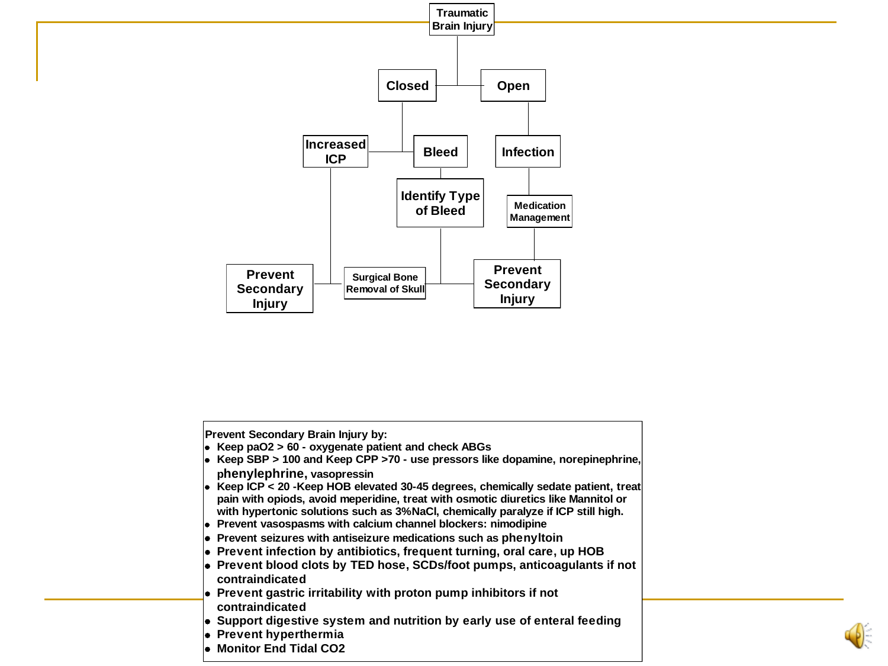Traumatic Brain Injury

- Closed
  - Increased ICP
    - Prevent Secondary Injury
  - Bleed
    - Identify Type of Bleed
      - Surgical Bone Removal of Skull
- Open
  - Infection
    - Medication Management
      - Prevent Secondary Injury

**Prevent Secondary Brain Injury by:**

- Keep paO2 > 60 - oxygenate patient and check ABGs
- Keep SBP > 100 and Keep CPP >70 - use pressors like dopamine, norepinephrine, phenylephrine, vasopressin
- Keep ICP < 20 -Keep HOB elevated 30-45 degrees, chemically sedate patient, treat pain with opiods, avoid meperidine, treat with osmotic diuretics like Mannitol or with hypertonic solutions such as 3%NaCl, chemically paralyze if ICP still high.
- Prevent vasospasms with calcium channel blockers: nimodipine
- Prevent seizures with antiseizure medications such as phenyltoin
- Prevent infection by antibiotics, frequent turning, oral care, up HOB
- Prevent blood clots by TED hose, SCDs/foot pumps, anticoagulants if not contraindicated
- Prevent gastric irritability with proton pump inhibitors if not contraindicated
- Support digestive system and nutrition by early use of enteral feeding
- Prevent hyperthermia
- Monitor End Tidal CO2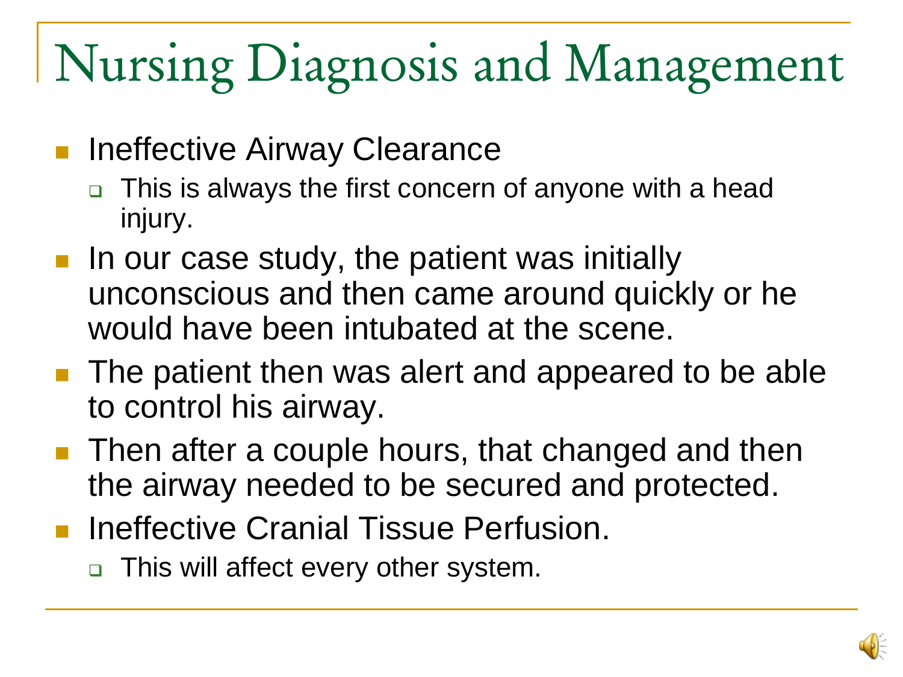# Nursing Diagnosis and Management

- Ineffective Airway Clearance
  - This is always the first concern of anyone with a head injury.
- In our case study, the patient was initially unconscious and then came around quickly or he would have been intubated at the scene.
- The patient then was alert and appeared to be able to control his airway.
- Then after a couple hours, that changed and then the airway needed to be secured and protected.
- Ineffective Cranial Tissue Perfusion.
  - This will affect every other system.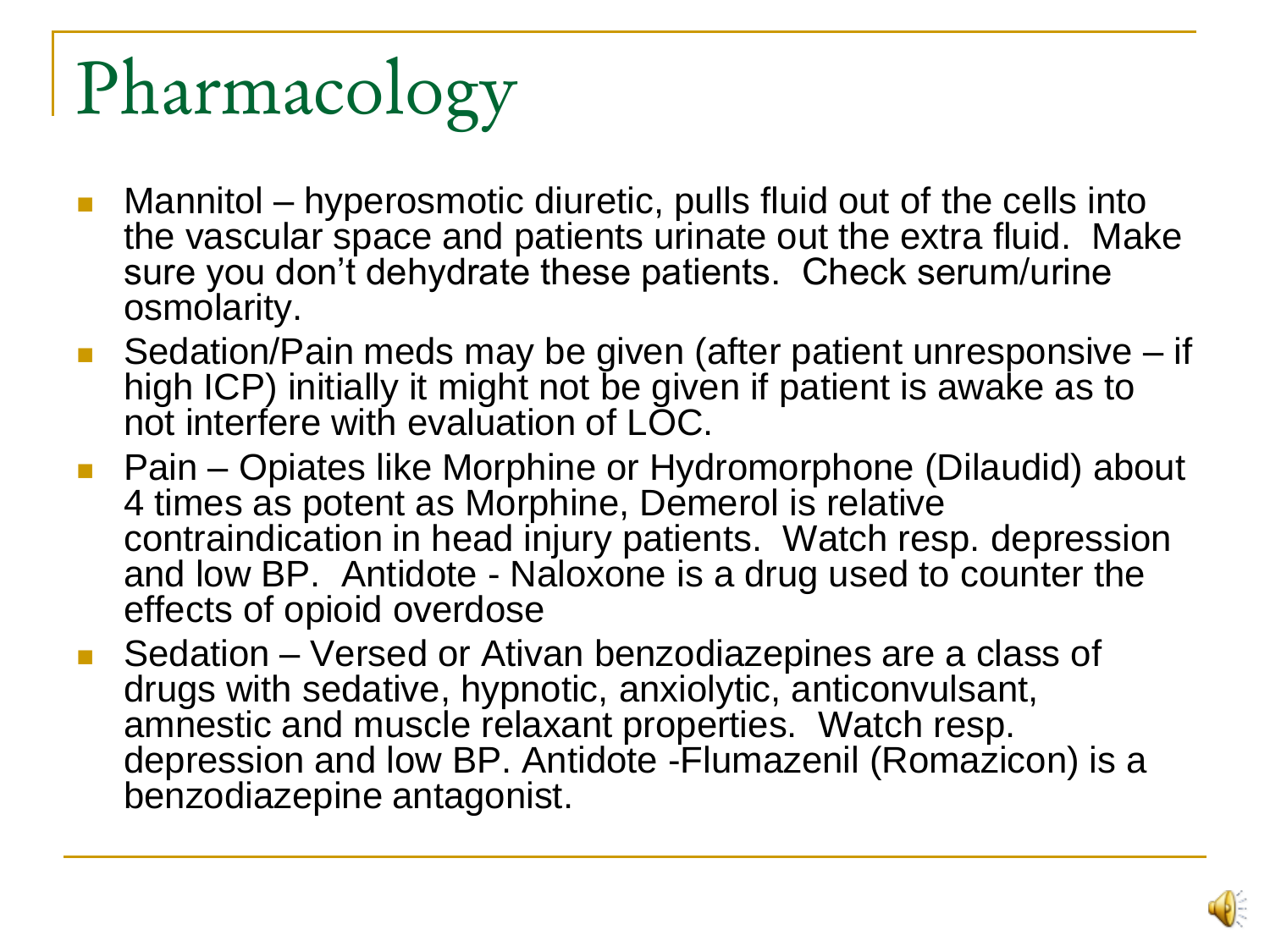# Pharmacology

- Mannitol – hyperosmotic diuretic, pulls fluid out of the cells into the vascular space and patients urinate out the extra fluid. Make sure you don't dehydrate these patients. Check serum/urine osmolarity.
- Sedation/Pain meds may be given (after patient unresponsive – if high ICP) initially it might not be given if patient is awake as to not interfere with evaluation of LOC.
- Pain – Opiates like Morphine or Hydromorphone (Dilaudid) about 4 times as potent as Morphine, Demerol is relative contraindication in head injury patients. Watch resp. depression and low BP. Antidote - Naloxone is a drug used to counter the effects of opioid overdose
- Sedation – Versed or Ativan benzodiazepines are a class of drugs with sedative, hypnotic, anxiolytic, anticonvulsant, amnestic and muscle relaxant properties. Watch resp. depression and low BP. Antidote -Flumazenil (Romazicon) is a benzodiazepine antagonist.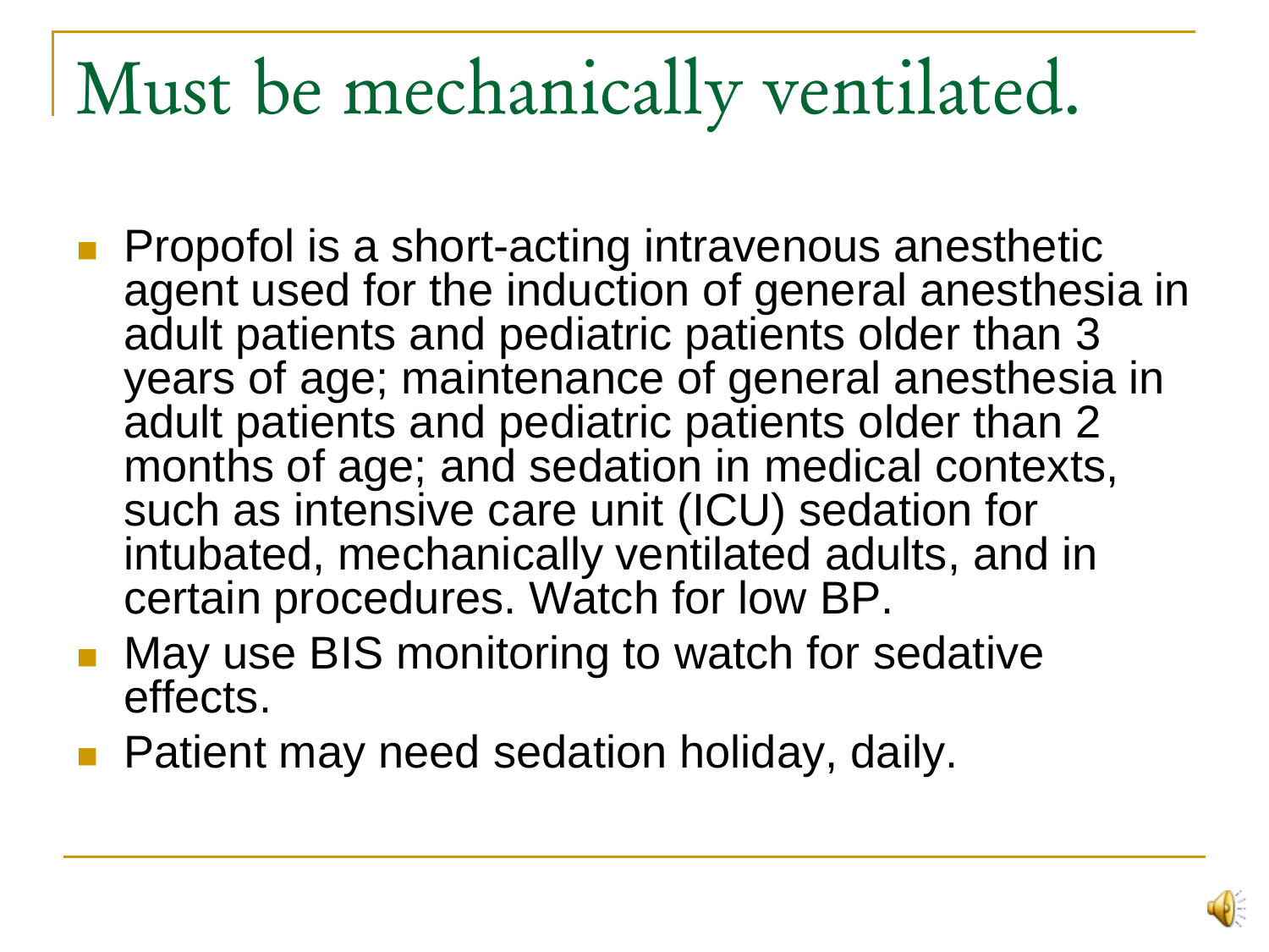# Must be mechanically ventilated.

- Propofol is a short-acting intravenous anesthetic agent used for the induction of general anesthesia in adult patients and pediatric patients older than 3 years of age; maintenance of general anesthesia in adult patients and pediatric patients older than 2 months of age; and sedation in medical contexts, such as intensive care unit (ICU) sedation for intubated, mechanically ventilated adults, and in certain procedures. Watch for low BP.
- May use BIS monitoring to watch for sedative effects.
- Patient may need sedation holiday, daily.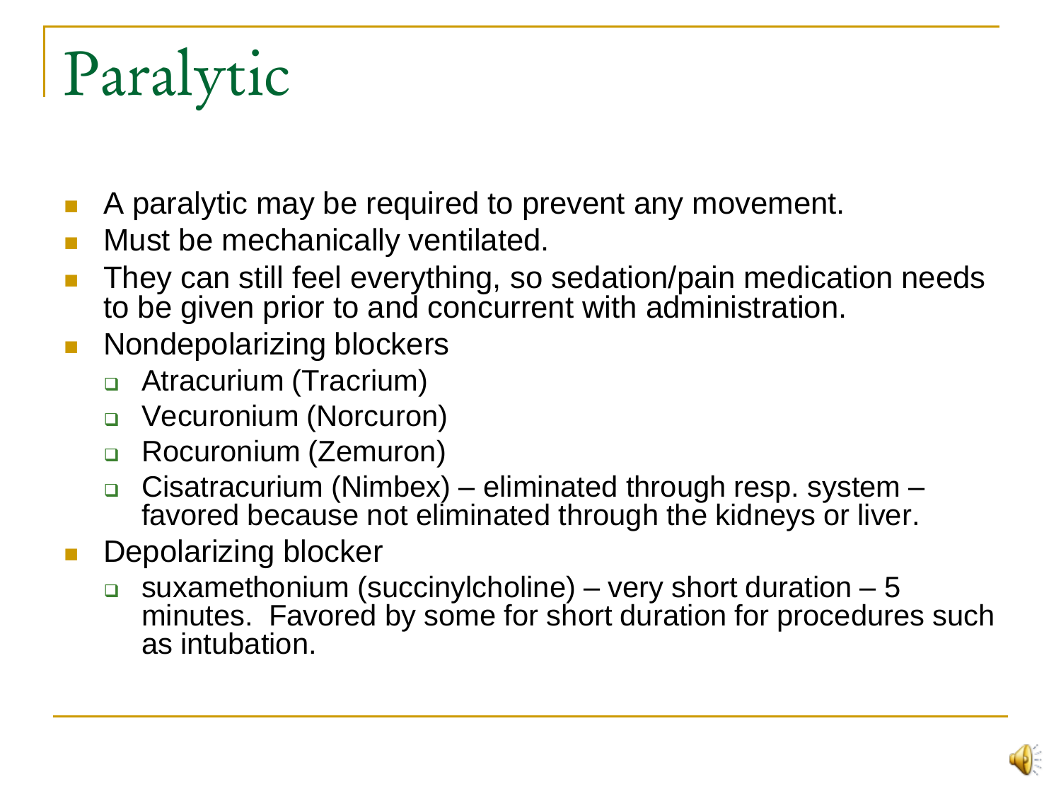# Paralytic

- A paralytic may be required to prevent any movement.
- Must be mechanically ventilated.
- They can still feel everything, so sedation/pain medication needs to be given prior to and concurrent with administration.
- Nondepolarizing blockers
  - Atracurium (Tracrium)
  - Vecuronium (Norcuron)
  - Rocuronium (Zemuron)
  - Cisatracurium (Nimbex) – eliminated through resp. system – favored because not eliminated through the kidneys or liver.
- Depolarizing blocker
  - suxamethonium (succinylcholine) – very short duration – 5 minutes. Favored by some for short duration for procedures such as intubation.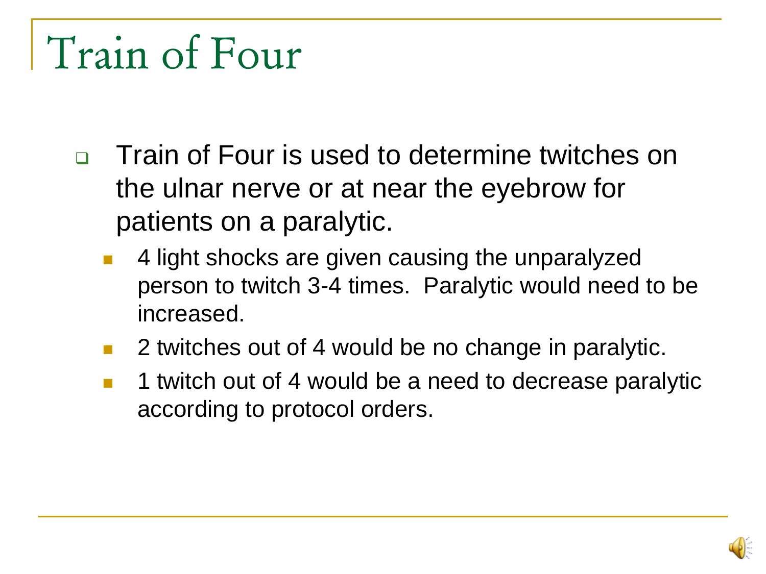# Train of Four

- Train of Four is used to determine twitches on the ulnar nerve or at near the eyebrow for patients on a paralytic.
  - 4 light shocks are given causing the unparalyzed person to twitch 3-4 times. Paralytic would need to be increased.
  - 2 twitches out of 4 would be no change in paralytic.
  - 1 twitch out of 4 would be a need to decrease paralytic according to protocol orders.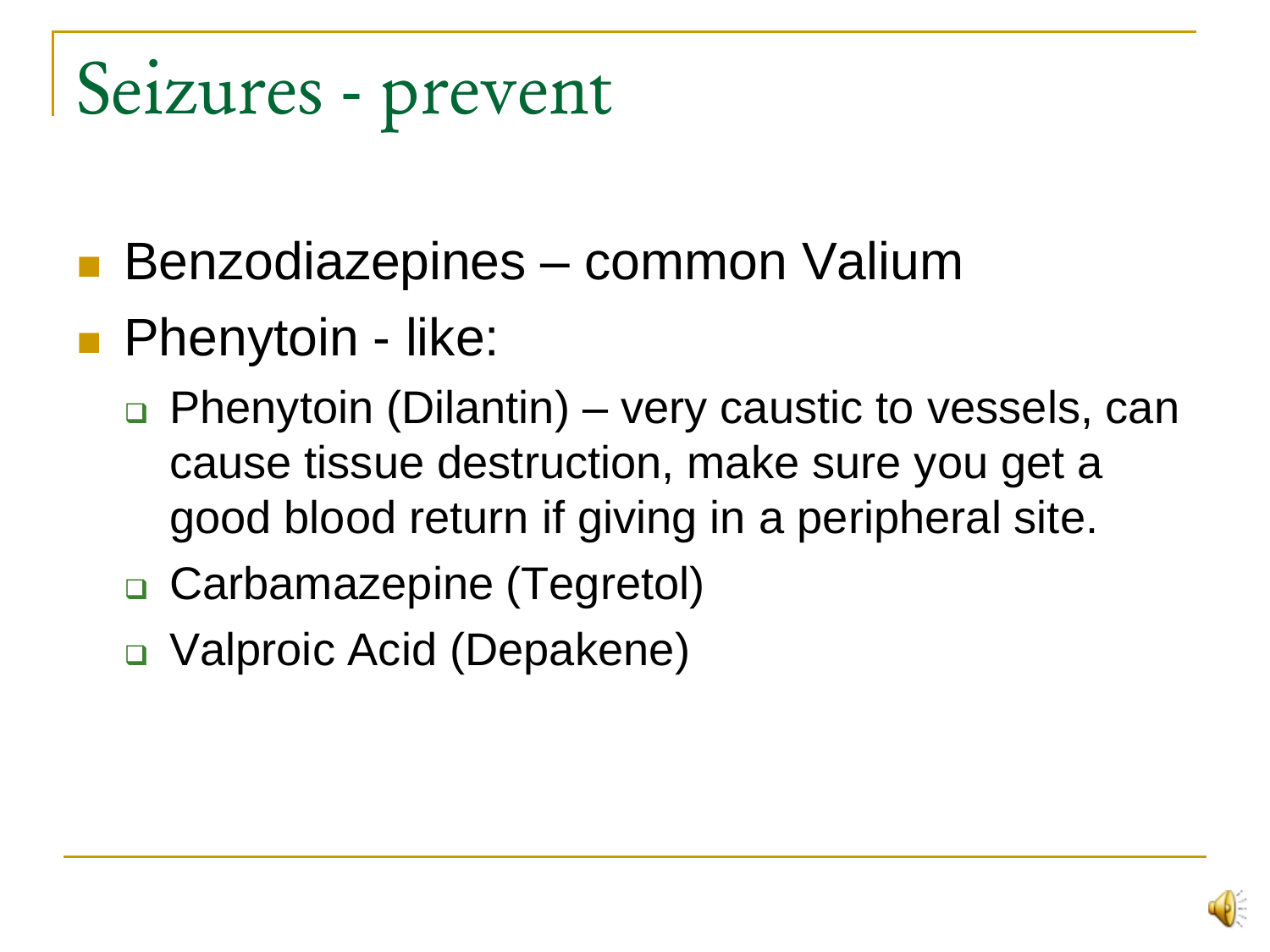# Seizures - prevent

- Benzodiazepines – common Valium
- Phenytoin - like:
  - Phenytoin (Dilantin) – very caustic to vessels, can cause tissue destruction, make sure you get a good blood return if giving in a peripheral site.
  - Carbamazepine (Tegretol)
  - Valproic Acid (Depakene)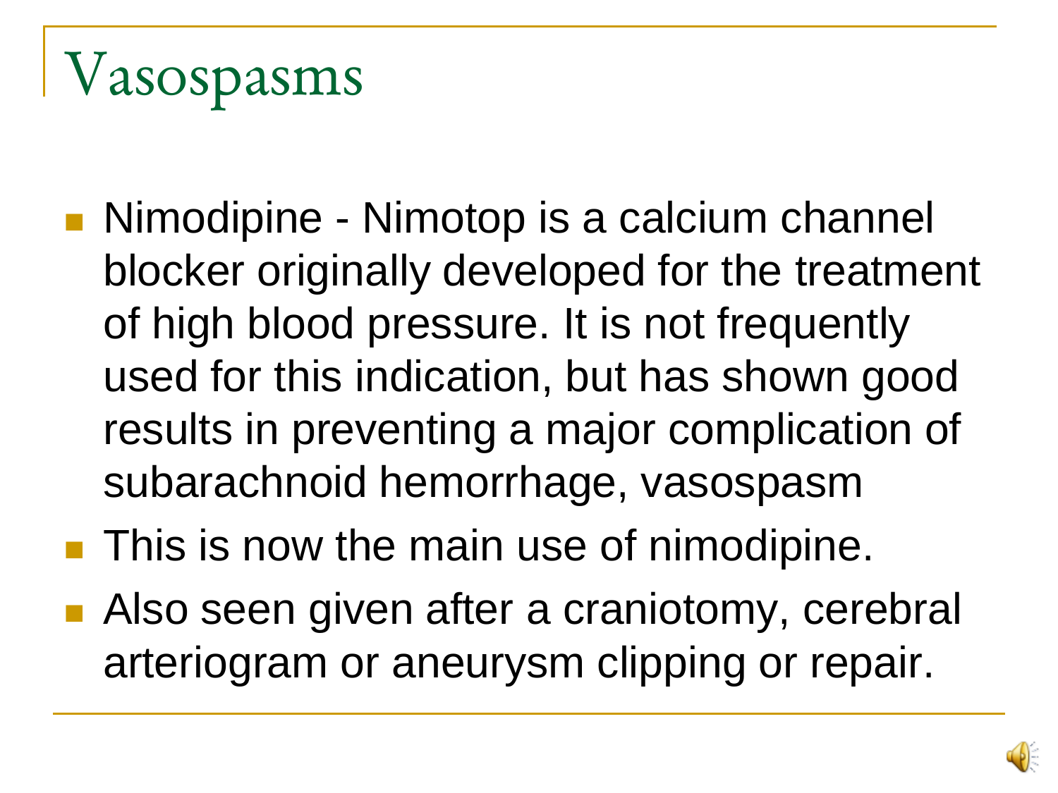# Vasospasms

- Nimodipine - Nimotop is a calcium channel blocker originally developed for the treatment of high blood pressure. It is not frequently used for this indication, but has shown good results in preventing a major complication of subarachnoid hemorrhage, vasospasm
- This is now the main use of nimodipine.
- Also seen given after a craniotomy, cerebral arteriogram or aneurysm clipping or repair.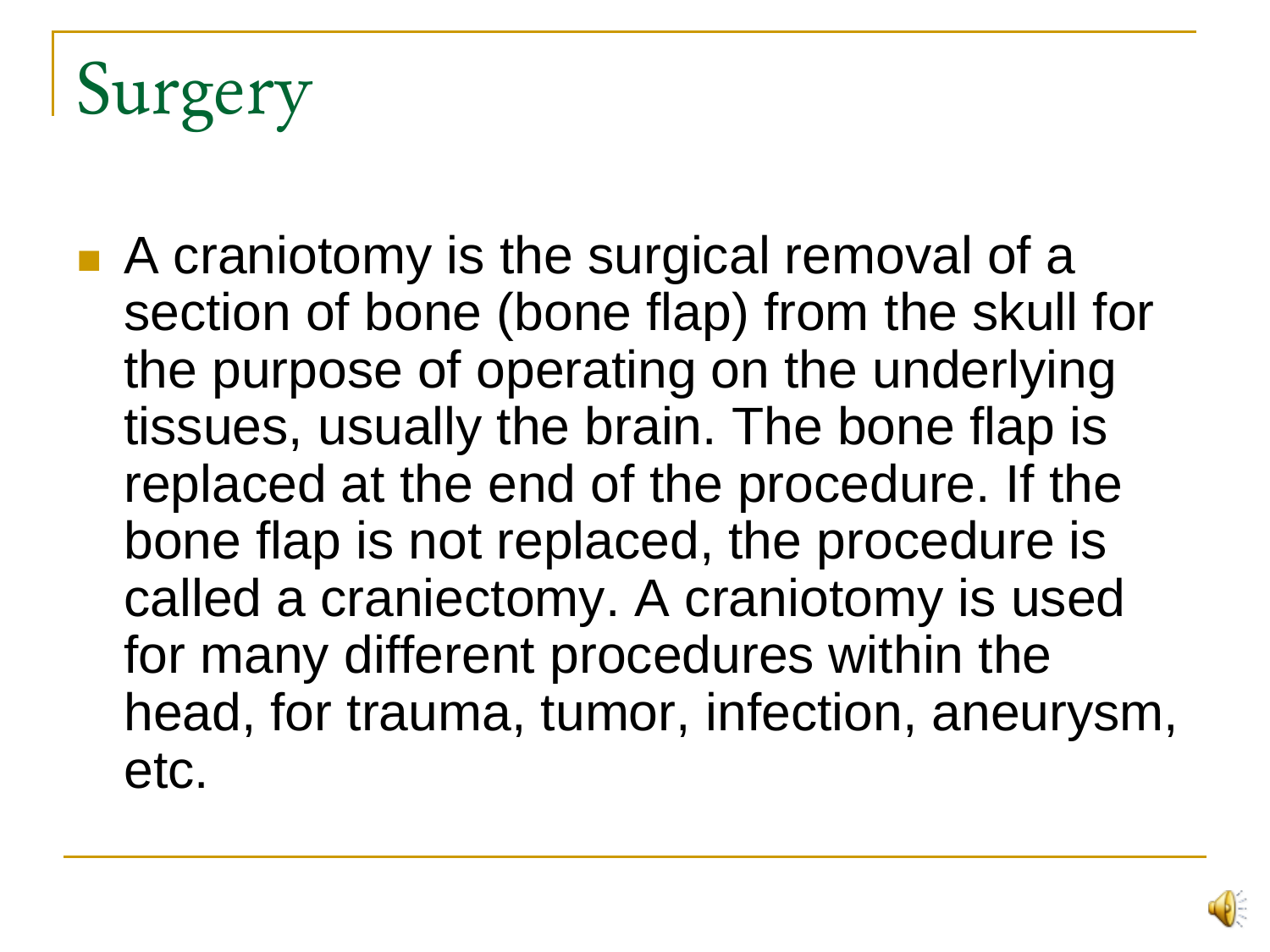# Surgery

- A craniotomy is the surgical removal of a section of bone (bone flap) from the skull for the purpose of operating on the underlying tissues, usually the brain. The bone flap is replaced at the end of the procedure. If the bone flap is not replaced, the procedure is called a craniectomy. A craniotomy is used for many different procedures within the head, for trauma, tumor, infection, aneurysm, etc.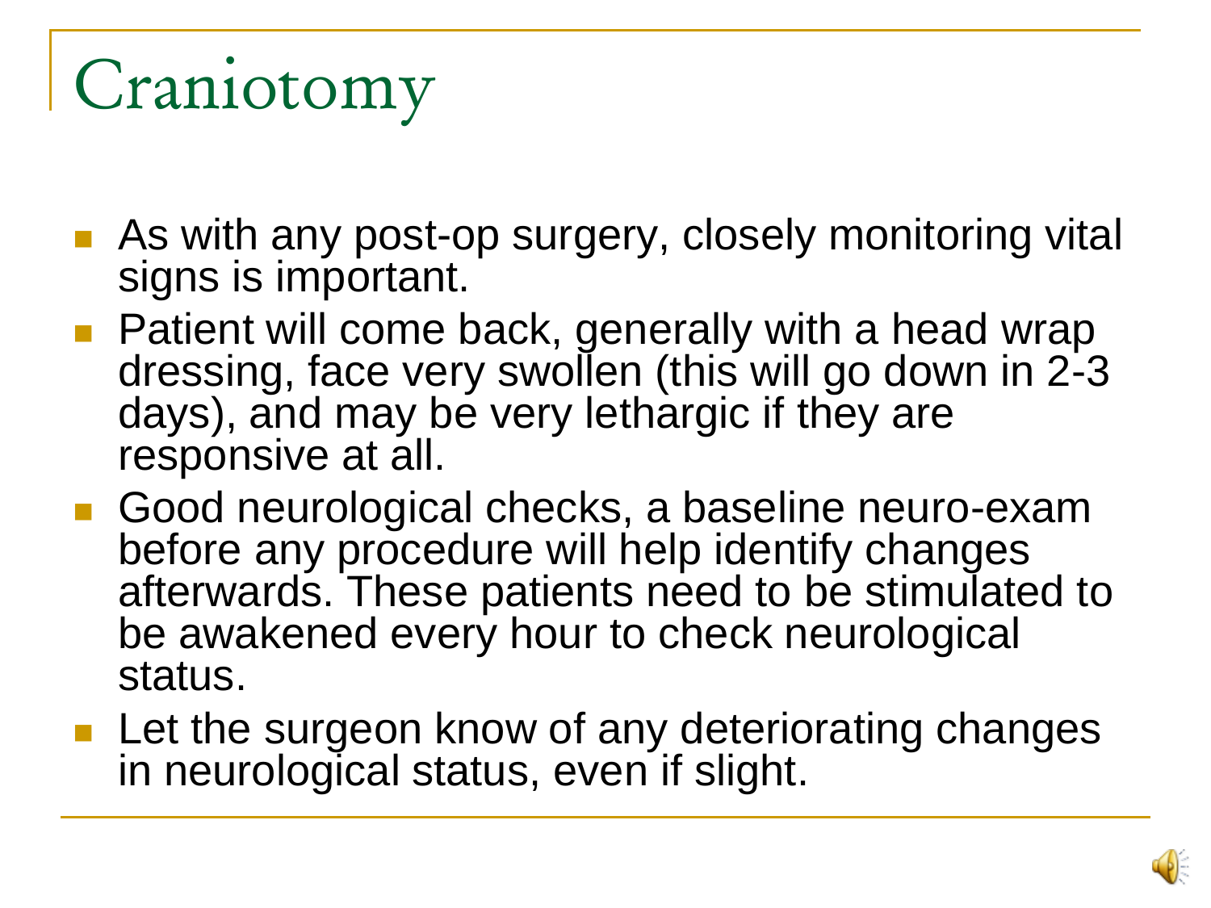# Craniotomy

- As with any post-op surgery, closely monitoring vital signs is important.
- Patient will come back, generally with a head wrap dressing, face very swollen (this will go down in 2-3 days), and may be very lethargic if they are responsive at all.
- Good neurological checks, a baseline neuro-exam before any procedure will help identify changes afterwards. These patients need to be stimulated to be awakened every hour to check neurological status.
- Let the surgeon know of any deteriorating changes in neurological status, even if slight.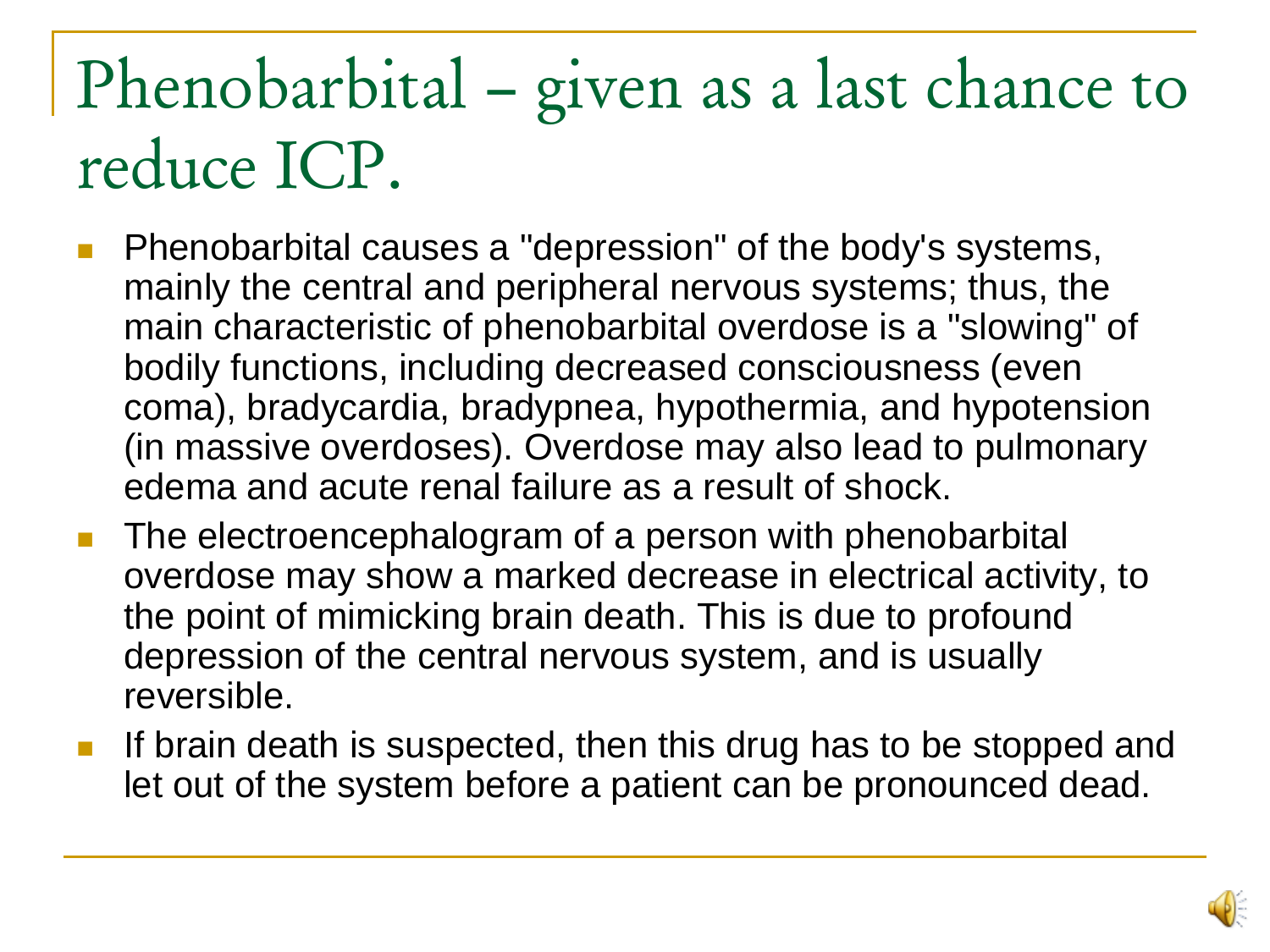# Phenobarbital – given as a last chance to reduce ICP.

- Phenobarbital causes a "depression" of the body's systems, mainly the central and peripheral nervous systems; thus, the main characteristic of phenobarbital overdose is a "slowing" of bodily functions, including decreased consciousness (even coma), bradycardia, bradypnea, hypothermia, and hypotension (in massive overdoses). Overdose may also lead to pulmonary edema and acute renal failure as a result of shock.
- The electroencephalogram of a person with phenobarbital overdose may show a marked decrease in electrical activity, to the point of mimicking brain death. This is due to profound depression of the central nervous system, and is usually reversible.
- If brain death is suspected, then this drug has to be stopped and let out of the system before a patient can be pronounced dead.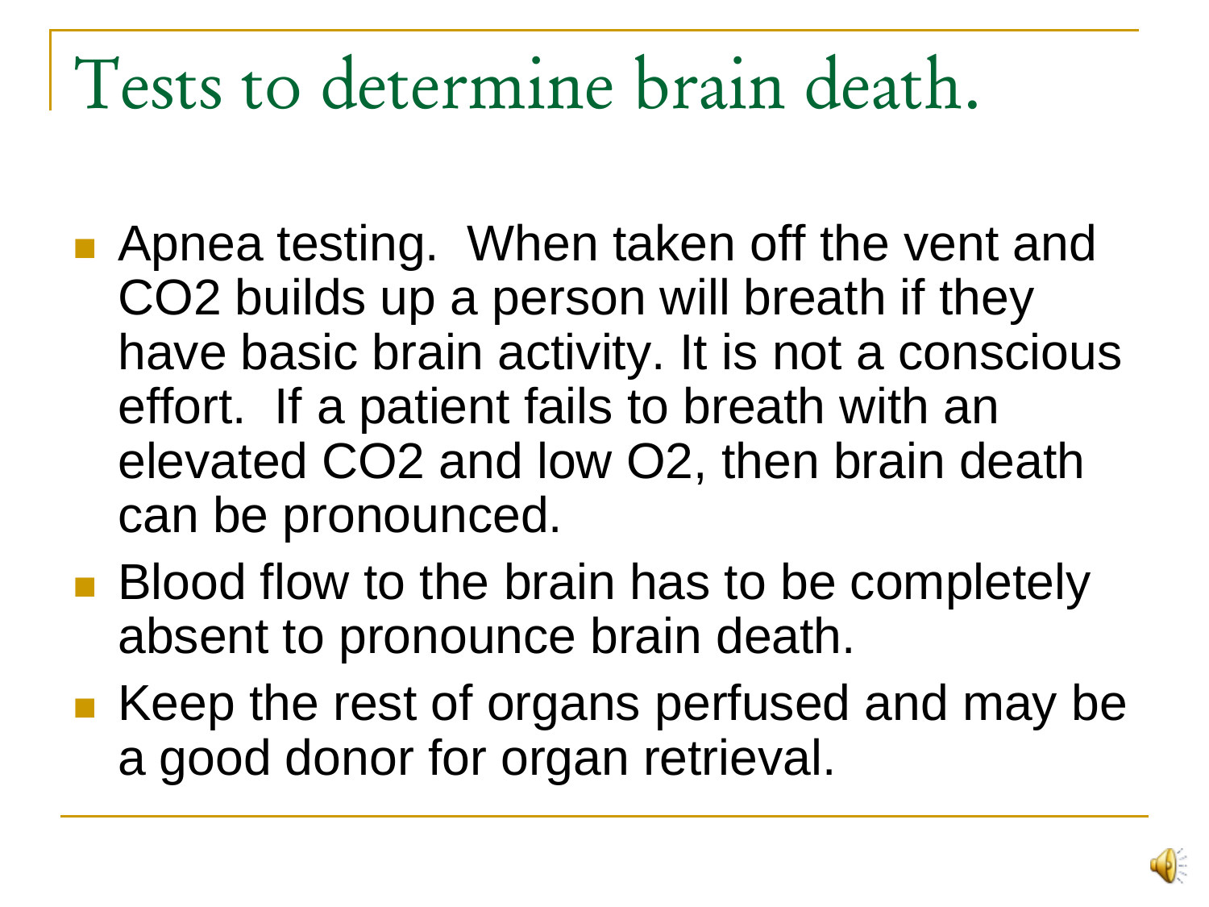# Tests to determine brain death.

- Apnea testing. When taken off the vent and $CO_2$ builds up a person will breath if they have basic brain activity. It is not a conscious effort. If a patient fails to breath with an elevated $CO_2$ and low $O_2$, then brain death can be pronounced.
- Blood flow to the brain has to be completely absent to pronounce brain death.
- Keep the rest of organs perfused and may be a good donor for organ retrieval.